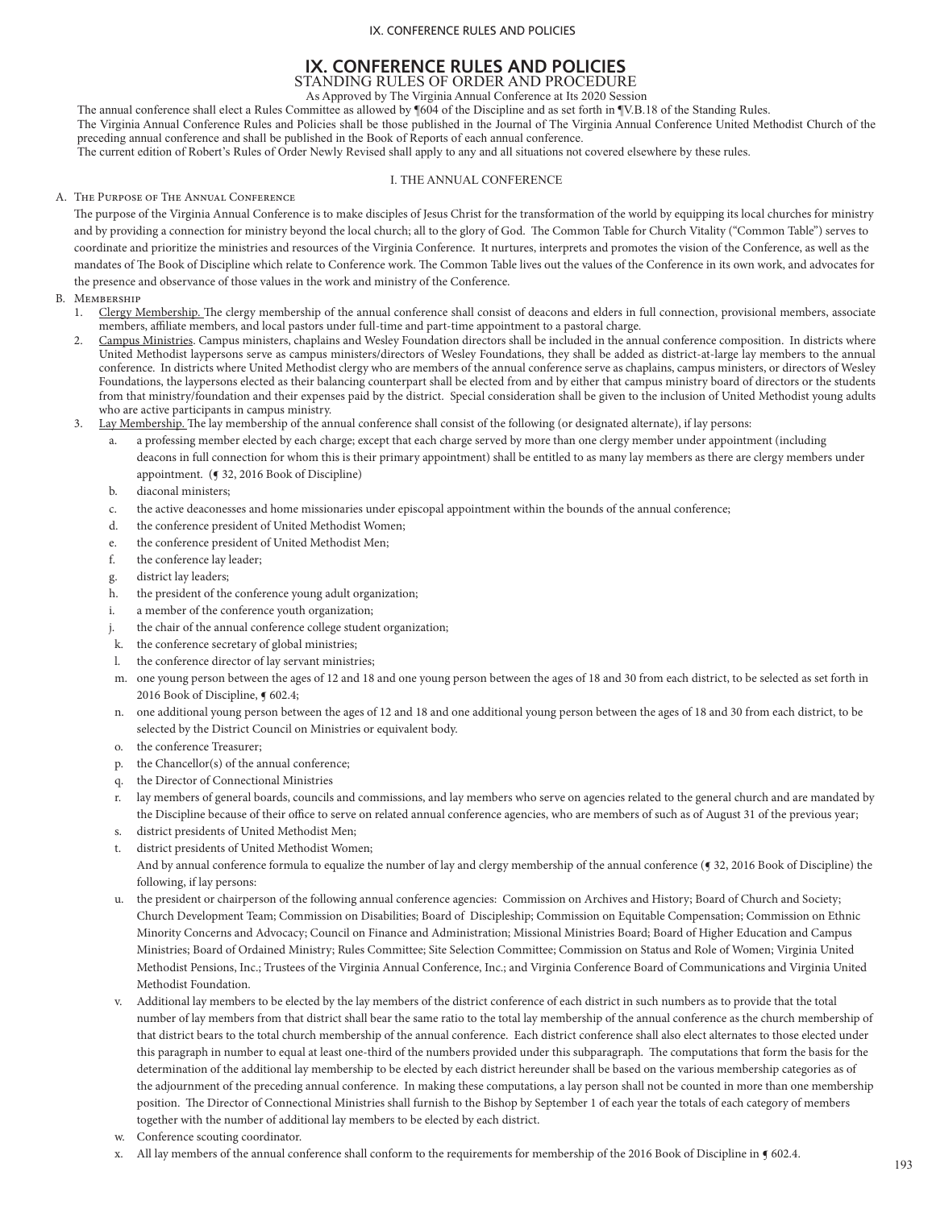# IX. CONFERENCE RULES AND POLICIES

## STANDING RULES OF ORDER AND PROCEDURE

As Approved by The Virginia Annual Conference at Its 2020 Session

The annual conference shall elect a Rules Committee as allowed by ¶604 of the Discipline and as set forth in ¶V.B.18 of the Standing Rules.

The Virginia Annual Conference Rules and Policies shall be those published in the Journal of The Virginia Annual Conference United Methodist Church of the preceding annual conference and shall be published in the Book of Reports of each annual conference.

The current edition of Robert's Rules of Order Newly Revised shall apply to any and all situations not covered elsewhere by these rules.

### I. THE ANNUAL CONFERENCE

A. The Purpose of The Annual Conference

The purpose of the Virginia Annual Conference is to make disciples of Jesus Christ for the transformation of the world by equipping its local churches for ministry and by providing a connection for ministry beyond the local church; all to the glory of God. The Common Table for Church Vitality ("Common Table") serves to coordinate and prioritize the ministries and resources of the Virginia Conference. It nurtures, interprets and promotes the vision of the Conference, as well as the mandates of The Book of Discipline which relate to Conference work. The Common Table lives out the values of the Conference in its own work, and advocates for the presence and observance of those values in the work and ministry of the Conference.

B. Membership

1. Clergy Membership. The clergy membership of the annual conference shall consist of deacons and elders in full connection, provisional members, associate members, affiliate members, and local pastors under full-time and part-time appointment to a pastoral charge.
2. Campus Ministries. Campus ministers, chaplains and Wesley Foundation directors shall be included in the annual conference composition. In districts where United Methodist laypersons serve as campus ministers/directors of Wesley Foundations, they shall be added as district-at-large lay members to the annual conference. In districts where United Methodist clergy who are members of the annual conference serve as chaplains, campus ministers, or directors of Wesley Foundations, the laypersons elected as their balancing counterpart shall be elected from and by either that campus ministry board of directors or the students from that ministry/foundation and their expenses paid by the district. Special consideration shall be given to the inclusion of United Methodist young adults who are active participants in campus ministry.
3. Lay Membership. The lay membership of the annual conference shall consist of the following (or designated alternate), if lay persons:
   a. a professing member elected by each charge; except that each charge served by more than one clergy member under appointment (including deacons in full connection for whom this is their primary appointment) shall be entitled to as many lay members as there are clergy members under appointment. (¶ 32, 2016 Book of Discipline)
   b. diaconal ministers;
   c. the active deaconesses and home missionaries under episcopal appointment within the bounds of the annual conference;
   d. the conference president of United Methodist Women;
   e. the conference president of United Methodist Men;
   f. the conference lay leader;
   g. district lay leaders;
   h. the president of the conference young adult organization;
   i. a member of the conference youth organization;
   j. the chair of the annual conference college student organization;
   k. the conference secretary of global ministries;
   l. the conference director of lay servant ministries;
   m. one young person between the ages of 12 and 18 and one young person between the ages of 18 and 30 from each district, to be selected as set forth in 2016 Book of Discipline, ¶ 602.4;
   n. one additional young person between the ages of 12 and 18 and one additional young person between the ages of 18 and 30 from each district, to be selected by the District Council on Ministries or equivalent body.
   o. the conference Treasurer;
   p. the Chancellor(s) of the annual conference;
   q. the Director of Connectional Ministries
   r. lay members of general boards, councils and commissions, and lay members who serve on agencies related to the general church and are mandated by the Discipline because of their office to serve on related annual conference agencies, who are members of such as of August 31 of the previous year;
   s. district presidents of United Methodist Men;
   t. district presidents of United Methodist Women;

   And by annual conference formula to equalize the number of lay and clergy membership of the annual conference (¶ 32, 2016 Book of Discipline) the following, if lay persons:

   u. the president or chairperson of the following annual conference agencies: Commission on Archives and History; Board of Church and Society; Church Development Team; Commission on Disabilities; Board of Discipleship; Commission on Equitable Compensation; Commission on Ethnic Minority Concerns and Advocacy; Council on Finance and Administration; Missional Ministries Board; Board of Higher Education and Campus Ministries; Board of Ordained Ministry; Rules Committee; Site Selection Committee; Commission on Status and Role of Women; Virginia United Methodist Pensions, Inc.; Trustees of the Virginia Annual Conference, Inc.; and Virginia Conference Board of Communications and Virginia United Methodist Foundation.
   v. Additional lay members to be elected by the lay members of the district conference of each district in such numbers as to provide that the total number of lay members from that district shall bear the same ratio to the total lay membership of the annual conference as the church membership of that district bears to the total church membership of the annual conference. Each district conference shall also elect alternates to those elected under this paragraph in number to equal at least one-third of the numbers provided under this subparagraph. The computations that form the basis for the determination of the additional lay membership to be elected by each district hereunder shall be based on the various membership categories as of the adjournment of the preceding annual conference. In making these computations, a lay person shall not be counted in more than one membership position. The Director of Connectional Ministries shall furnish to the Bishop by September 1 of each year the totals of each category of members together with the number of additional lay members to be elected by each district.
   w. Conference scouting coordinator.
   x. All lay members of the annual conference shall conform to the requirements for membership of the 2016 Book of Discipline in ¶ 602.4.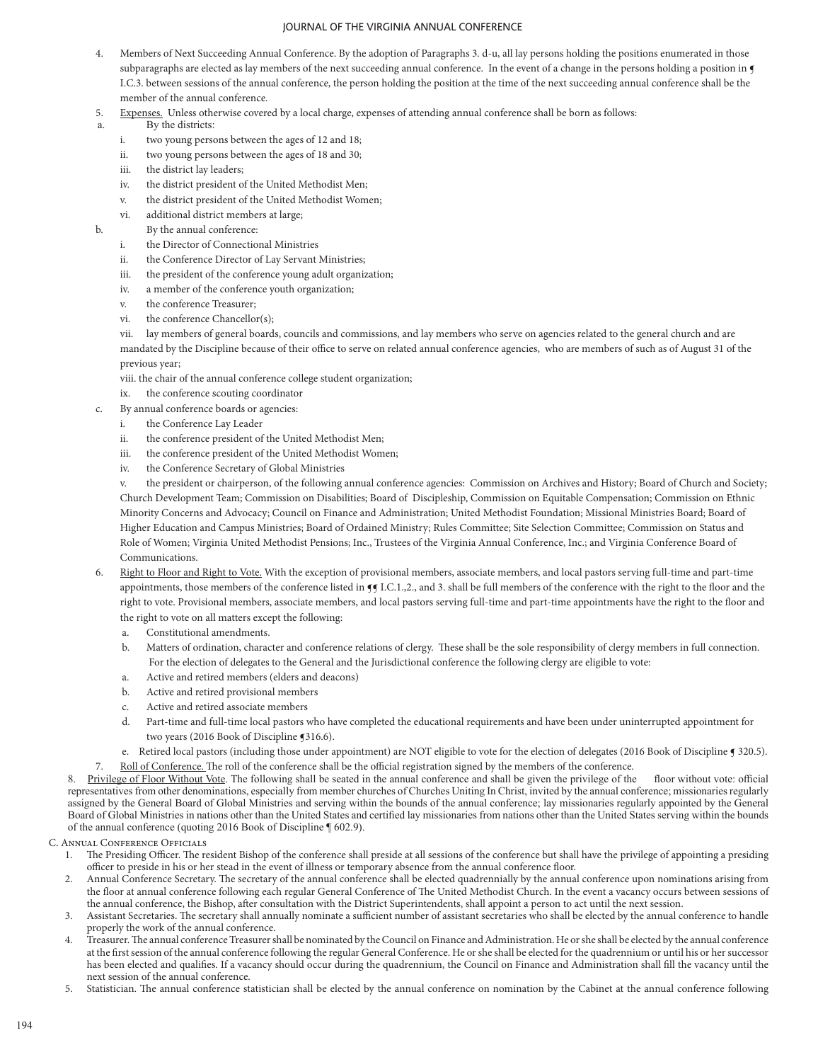4. Members of Next Succeeding Annual Conference. By the adoption of Paragraphs 3. d-u, all lay persons holding the positions enumerated in those subparagraphs are elected as lay members of the next succeeding annual conference. In the event of a change in the persons holding a position in ¶ I.C.3. between sessions of the annual conference, the person holding the position at the time of the next succeeding annual conference shall be the member of the annual conference.

5. Expenses. Unless otherwise covered by a local charge, expenses of attending annual conference shall be born as follows:

a. By the districts:

   i. two young persons between the ages of 12 and 18;
   ii. two young persons between the ages of 18 and 30;
   iii. the district lay leaders;
   iv. the district president of the United Methodist Men;
   v. the district president of the United Methodist Women;
   vi. additional district members at large;

b. By the annual conference:

   i. the Director of Connectional Ministries
   ii. the Conference Director of Lay Servant Ministries;
   iii. the president of the conference young adult organization;
   iv. a member of the conference youth organization;
   v. the conference Treasurer;
   vi. the conference Chancellor(s);
   vii. lay members of general boards, councils and commissions, and lay members who serve on agencies related to the general church and are mandated by the Discipline because of their office to serve on related annual conference agencies, who are members of such as of August 31 of the previous year;
   viii. the chair of the annual conference college student organization;
   ix. the conference scouting coordinator

c. By annual conference boards or agencies:

   i. the Conference Lay Leader
   ii. the conference president of the United Methodist Men;
   iii. the conference president of the United Methodist Women;
   iv. the Conference Secretary of Global Ministries
   v. the president or chairperson, of the following annual conference agencies: Commission on Archives and History; Board of Church and Society; Church Development Team; Commission on Disabilities; Board of Discipleship, Commission on Equitable Compensation; Commission on Ethnic Minority Concerns and Advocacy; Council on Finance and Administration; United Methodist Foundation; Missional Ministries Board; Board of Higher Education and Campus Ministries; Board of Ordained Ministry; Rules Committee; Site Selection Committee; Commission on Status and Role of Women; Virginia United Methodist Pensions; Inc., Trustees of the Virginia Annual Conference, Inc.; and Virginia Conference Board of Communications.

6. Right to Floor and Right to Vote. With the exception of provisional members, associate members, and local pastors serving full-time and part-time appointments, those members of the conference listed in ¶¶ I.C.1.,2., and 3. shall be full members of the conference with the right to the floor and the right to vote. Provisional members, associate members, and local pastors serving full-time and part-time appointments have the right to the floor and the right to vote on all matters except the following:

   a. Constitutional amendments.
   b. Matters of ordination, character and conference relations of clergy. These shall be the sole responsibility of clergy members in full connection. For the election of delegates to the General and the Jurisdictional conference the following clergy are eligible to vote:
   a. Active and retired members (elders and deacons)
   b. Active and retired provisional members
   c. Active and retired associate members
   d. Part-time and full-time local pastors who have completed the educational requirements and have been under uninterrupted appointment for two years (2016 Book of Discipline ¶316.6).
   e. Retired local pastors (including those under appointment) are NOT eligible to vote for the election of delegates (2016 Book of Discipline ¶ 320.5).

7. Roll of Conference. The roll of the conference shall be the official registration signed by the members of the conference.

8. Privilege of Floor Without Vote. The following shall be seated in the annual conference and shall be given the privilege of the floor without vote: official representatives from other denominations, especially from member churches of Churches Uniting In Christ, invited by the annual conference; missionaries regularly assigned by the General Board of Global Ministries and serving within the bounds of the annual conference; lay missionaries regularly appointed by the General Board of Global Ministries in nations other than the United States and certified lay missionaries from nations other than the United States serving within the bounds of the annual conference (quoting 2016 Book of Discipline ¶ 602.9).

## C. Annual Conference Officials

1. The Presiding Officer. The resident Bishop of the conference shall preside at all sessions of the conference but shall have the privilege of appointing a presiding officer to preside in his or her stead in the event of illness or temporary absence from the annual conference floor.
2. Annual Conference Secretary. The secretary of the annual conference shall be elected quadrennially by the annual conference upon nominations arising from the floor at annual conference following each regular General Conference of The United Methodist Church. In the event a vacancy occurs between sessions of the annual conference, the Bishop, after consultation with the District Superintendents, shall appoint a person to act until the next session.
3. Assistant Secretaries. The secretary shall annually nominate a sufficient number of assistant secretaries who shall be elected by the annual conference to handle properly the work of the annual conference.
4. Treasurer. The annual conference Treasurer shall be nominated by the Council on Finance and Administration. He or she shall be elected by the annual conference at the first session of the annual conference following the regular General Conference. He or she shall be elected for the quadrennium or until his or her successor has been elected and qualifies. If a vacancy should occur during the quadrennium, the Council on Finance and Administration shall fill the vacancy until the next session of the annual conference.
5. Statistician. The annual conference statistician shall be elected by the annual conference on nomination by the Cabinet at the annual conference following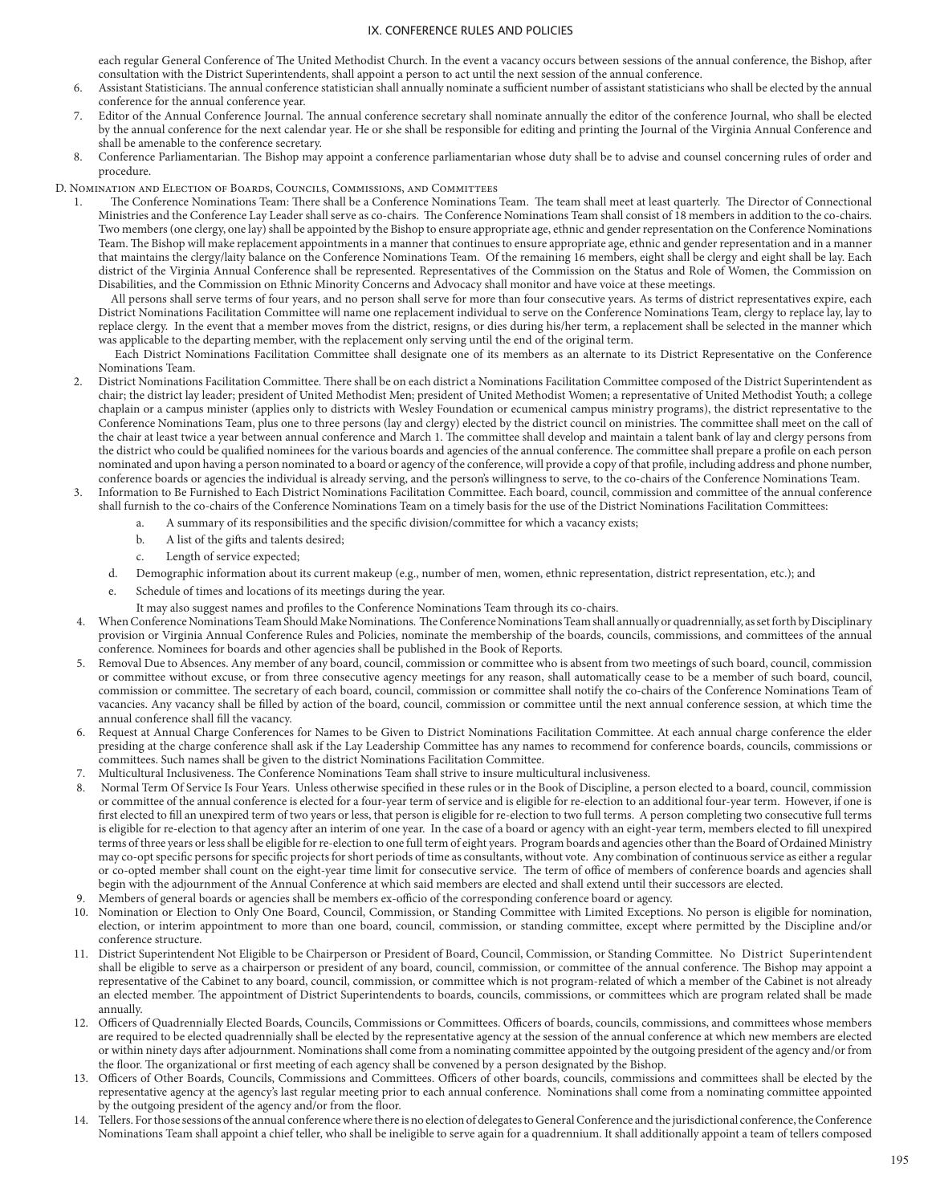each regular General Conference of The United Methodist Church. In the event a vacancy occurs between sessions of the annual conference, the Bishop, after consultation with the District Superintendents, shall appoint a person to act until the next session of the annual conference.

6. Assistant Statisticians. The annual conference statistician shall annually nominate a sufficient number of assistant statisticians who shall be elected by the annual conference for the annual conference year.
7. Editor of the Annual Conference Journal. The annual conference secretary shall nominate annually the editor of the conference Journal, who shall be elected by the annual conference for the next calendar year. He or she shall be responsible for editing and printing the Journal of the Virginia Annual Conference and shall be amenable to the conference secretary.
8. Conference Parliamentarian. The Bishop may appoint a conference parliamentarian whose duty shall be to advise and counsel concerning rules of order and procedure.

D. Nomination and Election of Boards, Councils, Commissions, and Committees

1. The Conference Nominations Team: There shall be a Conference Nominations Team. The team shall meet at least quarterly. The Director of Connectional Ministries and the Conference Lay Leader shall serve as co-chairs. The Conference Nominations Team shall consist of 18 members in addition to the co-chairs. Two members (one clergy, one lay) shall be appointed by the Bishop to ensure appropriate age, ethnic and gender representation on the Conference Nominations Team. The Bishop will make replacement appointments in a manner that continues to ensure appropriate age, ethnic and gender representation and in a manner that maintains the clergy/laity balance on the Conference Nominations Team. Of the remaining 16 members, eight shall be clergy and eight shall be lay. Each district of the Virginia Annual Conference shall be represented. Representatives of the Commission on the Status and Role of Women, the Commission on Disabilities, and the Commission on Ethnic Minority Concerns and Advocacy shall monitor and have voice at these meetings.

   All persons shall serve terms of four years, and no person shall serve for more than four consecutive years. As terms of district representatives expire, each District Nominations Facilitation Committee will name one replacement individual to serve on the Conference Nominations Team, clergy to replace lay, lay to replace clergy. In the event that a member moves from the district, resigns, or dies during his/her term, a replacement shall be selected in the manner which was applicable to the departing member, with the replacement only serving until the end of the original term.

   Each District Nominations Facilitation Committee shall designate one of its members as an alternate to its District Representative on the Conference Nominations Team.
2. District Nominations Facilitation Committee. There shall be on each district a Nominations Facilitation Committee composed of the District Superintendent as chair; the district lay leader; president of United Methodist Men; president of United Methodist Women; a representative of United Methodist Youth; a college chaplain or a campus minister (applies only to districts with Wesley Foundation or ecumenical campus ministry programs), the district representative to the Conference Nominations Team, plus one to three persons (lay and clergy) elected by the district council on ministries. The committee shall meet on the call of the chair at least twice a year between annual conference and March 1. The committee shall develop and maintain a talent bank of lay and clergy persons from the district who could be qualified nominees for the various boards and agencies of the annual conference. The committee shall prepare a profile on each person nominated and upon having a person nominated to a board or agency of the conference, will provide a copy of that profile, including address and phone number, conference boards or agencies the individual is already serving, and the person's willingness to serve, to the co-chairs of the Conference Nominations Team.
3. Information to Be Furnished to Each District Nominations Facilitation Committee. Each board, council, commission and committee of the annual conference shall furnish to the co-chairs of the Conference Nominations Team on a timely basis for the use of the District Nominations Facilitation Committees:
   a. A summary of its responsibilities and the specific division/committee for which a vacancy exists;
   b. A list of the gifts and talents desired;
   c. Length of service expected;
   d. Demographic information about its current makeup (e.g., number of men, women, ethnic representation, district representation, etc.); and
   e. Schedule of times and locations of its meetings during the year.

   It may also suggest names and profiles to the Conference Nominations Team through its co-chairs.
4. When Conference Nominations Team Should Make Nominations. The Conference Nominations Team shall annually or quadrennially, as set forth by Disciplinary provision or Virginia Annual Conference Rules and Policies, nominate the membership of the boards, councils, commissions, and committees of the annual conference. Nominees for boards and other agencies shall be published in the Book of Reports.
5. Removal Due to Absences. Any member of any board, council, commission or committee who is absent from two meetings of such board, council, commission or committee without excuse, or from three consecutive agency meetings for any reason, shall automatically cease to be a member of such board, council, commission or committee. The secretary of each board, council, commission or committee shall notify the co-chairs of the Conference Nominations Team of vacancies. Any vacancy shall be filled by action of the board, council, commission or committee until the next annual conference session, at which time the annual conference shall fill the vacancy.
6. Request at Annual Charge Conferences for Names to be Given to District Nominations Facilitation Committee. At each annual charge conference the elder presiding at the charge conference shall ask if the Lay Leadership Committee has any names to recommend for conference boards, councils, commissions or committees. Such names shall be given to the district Nominations Facilitation Committee.
7. Multicultural Inclusiveness. The Conference Nominations Team shall strive to insure multicultural inclusiveness.
8. Normal Term Of Service Is Four Years. Unless otherwise specified in these rules or in the Book of Discipline, a person elected to a board, council, commission or committee of the annual conference is elected for a four-year term of service and is eligible for re-election to an additional four-year term. However, if one is first elected to fill an unexpired term of two years or less, that person is eligible for re-election to two full terms. A person completing two consecutive full terms is eligible for re-election to that agency after an interim of one year. In the case of a board or agency with an eight-year term, members elected to fill unexpired terms of three years or less shall be eligible for re-election to one full term of eight years. Program boards and agencies other than the Board of Ordained Ministry may co-opt specific persons for specific projects for shorter periods of time as consultants, without vote. Any combination of continuous service as either a regular or co-opted member shall count on the eight-year time limit for consecutive service. The term of office of members of conference boards and agencies shall begin with the adjournment of the Annual Conference at which said members are elected and shall extend until their successors are elected.
9. Members of general boards or agencies shall be members ex-officio of the corresponding conference board or agency.
10. Nomination or Election to Only One Board, Council, Commission, or Standing Committee with Limited Exceptions. No person is eligible for nomination, election, or interim appointment to more than one board, council, commission, or standing committee, except where permitted by the Discipline and/or conference structure.
11. District Superintendent Not Eligible to be Chairperson or President of Board, Council, Commission, or Standing Committee. No District Superintendent shall be eligible to serve as a chairperson or president of any board, council, commission, or committee of the annual conference. The Bishop may appoint a representative of the Cabinet to any board, council, commission, or committee which is not program-related of which a member of the Cabinet is not already an elected member. The appointment of District Superintendents to boards, councils, commissions, or committees which are program related shall be made annually.
12. Officers of Quadrennially Elected Boards, Councils, Commissions or Committees. Officers of boards, councils, commissions, and committees whose members are required to be elected quadrennially shall be elected by the representative agency at the session of the annual conference at which new members are elected or within ninety days after adjournment. Nominations shall come from a nominating committee appointed by the outgoing president of the agency and/or from the floor. The organizational or first meeting of each agency shall be convened by a person designated by the Bishop.
13. Officers of Other Boards, Councils, Commissions and Committees. Officers of other boards, councils, commissions and committees shall be elected by the representative agency at the agency's last regular meeting prior to each annual conference. Nominations shall come from a nominating committee appointed by the outgoing president of the agency and/or from the floor.
14. Tellers. For those sessions of the annual conference where there is no election of delegates to General Conference and the jurisdictional conference, the Conference Nominations Team shall appoint a chief teller, who shall be ineligible to serve again for a quadrennium. It shall additionally appoint a team of tellers composed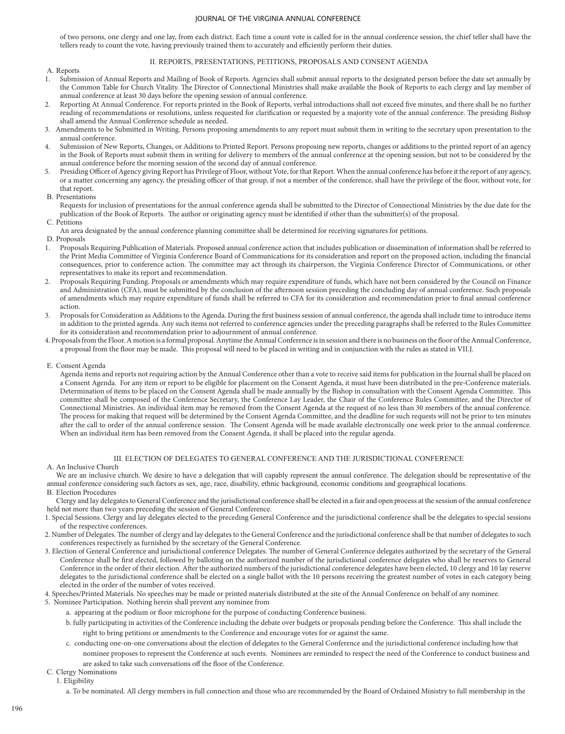of two persons, one clergy and one lay, from each district. Each time a count vote is called for in the annual conference session, the chief teller shall have the tellers ready to count the vote, having previously trained them to accurately and efficiently perform their duties.

## II. REPORTS, PRESENTATIONS, PETITIONS, PROPOSALS AND CONSENT AGENDA

A. Reports

1. Submission of Annual Reports and Mailing of Book of Reports. Agencies shall submit annual reports to the designated person before the date set annually by the Common Table for Church Vitality. The Director of Connectional Ministries shall make available the Book of Reports to each clergy and lay member of annual conference at least 30 days before the opening session of annual conference.
2. Reporting At Annual Conference. For reports printed in the Book of Reports, verbal introductions shall not exceed five minutes, and there shall be no further reading of recommendations or resolutions, unless requested for clarification or requested by a majority vote of the annual conference. The presiding Bishop shall amend the Annual Conference schedule as needed.
3. Amendments to be Submitted in Writing. Persons proposing amendments to any report must submit them in writing to the secretary upon presentation to the annual conference.
4. Submission of New Reports, Changes, or Additions to Printed Report. Persons proposing new reports, changes or additions to the printed report of an agency in the Book of Reports must submit them in writing for delivery to members of the annual conference at the opening session, but not to be considered by the annual conference before the morning session of the second day of annual conference.
5. Presiding Officer of Agency giving Report has Privilege of Floor, without Vote, for that Report. When the annual conference has before it the report of any agency, or a matter concerning any agency, the presiding officer of that group, if not a member of the conference, shall have the privilege of the floor, without vote, for that report.

B. Presentations

Requests for inclusion of presentations for the annual conference agenda shall be submitted to the Director of Connectional Ministries by the due date for the publication of the Book of Reports. The author or originating agency must be identified if other than the submitter(s) of the proposal.

C. Petitions

An area designated by the annual conference planning committee shall be determined for receiving signatures for petitions.

D. Proposals

1. Proposals Requiring Publication of Materials. Proposed annual conference action that includes publication or dissemination of information shall be referred to the Print Media Committee of Virginia Conference Board of Communications for its consideration and report on the proposed action, including the financial consequences, prior to conference action. The committee may act through its chairperson, the Virginia Conference Director of Communications, or other representatives to make its report and recommendation.
2. Proposals Requiring Funding. Proposals or amendments which may require expenditure of funds, which have not been considered by the Council on Finance and Administration (CFA), must be submitted by the conclusion of the afternoon session preceding the concluding day of annual conference. Such proposals of amendments which may require expenditure of funds shall be referred to CFA for its consideration and recommendation prior to final annual conference action.
3. Proposals for Consideration as Additions to the Agenda. During the first business session of annual conference, the agenda shall include time to introduce items in addition to the printed agenda. Any such items not referred to conference agencies under the preceding paragraphs shall be referred to the Rules Committee for its consideration and recommendation prior to adjournment of annual conference.
4. Proposals from the Floor. A motion is a formal proposal. Anytime the Annual Conference is in session and there is no business on the floor of the Annual Conference, a proposal from the floor may be made. This proposal will need to be placed in writing and in conjunction with the rules as stated in VII.J.

E. Consent Agenda

Agenda items and reports not requiring action by the Annual Conference other than a vote to receive said items for publication in the Journal shall be placed on a Consent Agenda. For any item or report to be eligible for placement on the Consent Agenda, it must have been distributed in the pre-Conference materials. Determination of items to be placed on the Consent Agenda shall be made annually by the Bishop in consultation with the Consent Agenda Committee. This committee shall be composed of the Conference Secretary, the Conference Lay Leader, the Chair of the Conference Rules Committee, and the Director of Connectional Ministries. An individual item may be removed from the Consent Agenda at the request of no less than 30 members of the annual conference. The process for making that request will be determined by the Consent Agenda Committee, and the deadline for such requests will not be prior to ten minutes after the call to order of the annual conference session. The Consent Agenda will be made available electronically one week prior to the annual conference. When an individual item has been removed from the Consent Agenda, it shall be placed into the regular agenda.

## III. ELECTION OF DELEGATES TO GENERAL CONFERENCE AND THE JURISDICTIONAL CONFERENCE

A. An Inclusive Church

We are an inclusive church. We desire to have a delegation that will capably represent the annual conference. The delegation should be representative of the annual conference considering such factors as sex, age, race, disability, ethnic background, economic conditions and geographical locations.

B. Election Procedures

Clergy and lay delegates to General Conference and the jurisdictional conference shall be elected in a fair and open process at the session of the annual conference held not more than two years preceding the session of General Conference.

1. Special Sessions. Clergy and lay delegates elected to the preceding General Conference and the jurisdictional conference shall be the delegates to special sessions of the respective conferences.
2. Number of Delegates. The number of clergy and lay delegates to the General Conference and the jurisdictional conference shall be that number of delegates to such conferences respectively as furnished by the secretary of the General Conference.
3. Election of General Conference and jurisdictional conference Delegates. The number of General Conference delegates authorized by the secretary of the General Conference shall be first elected, followed by balloting on the authorized number of the jurisdictional conference delegates who shall be reserves to General Conference in the order of their election. After the authorized numbers of the jurisdictional conference delegates have been elected, 10 clergy and 10 lay reserve delegates to the jurisdictional conference shall be elected on a single ballot with the 10 persons receiving the greatest number of votes in each category being elected in the order of the number of votes received.
4. Speeches/Printed Materials. No speeches may be made or printed materials distributed at the site of the Annual Conference on behalf of any nominee.
5. Nominee Participation. Nothing herein shall prevent any nominee from
   a. appearing at the podium or floor microphone for the purpose of conducting Conference business.
   b. fully participating in activities of the Conference including the debate over budgets or proposals pending before the Conference. This shall include the right to bring petitions or amendments to the Conference and encourage votes for or against the same.
   c. conducting one-on-one conversations about the election of delegates to the General Conference and the jurisdictional conference including how that nominee proposes to represent the Conference at such events. Nominees are reminded to respect the need of the Conference to conduct business and are asked to take such conversations off the floor of the Conference.

C. Clergy Nominations

1. Eligibility
   a. To be nominated. All clergy members in full connection and those who are recommended by the Board of Ordained Ministry to full membership in the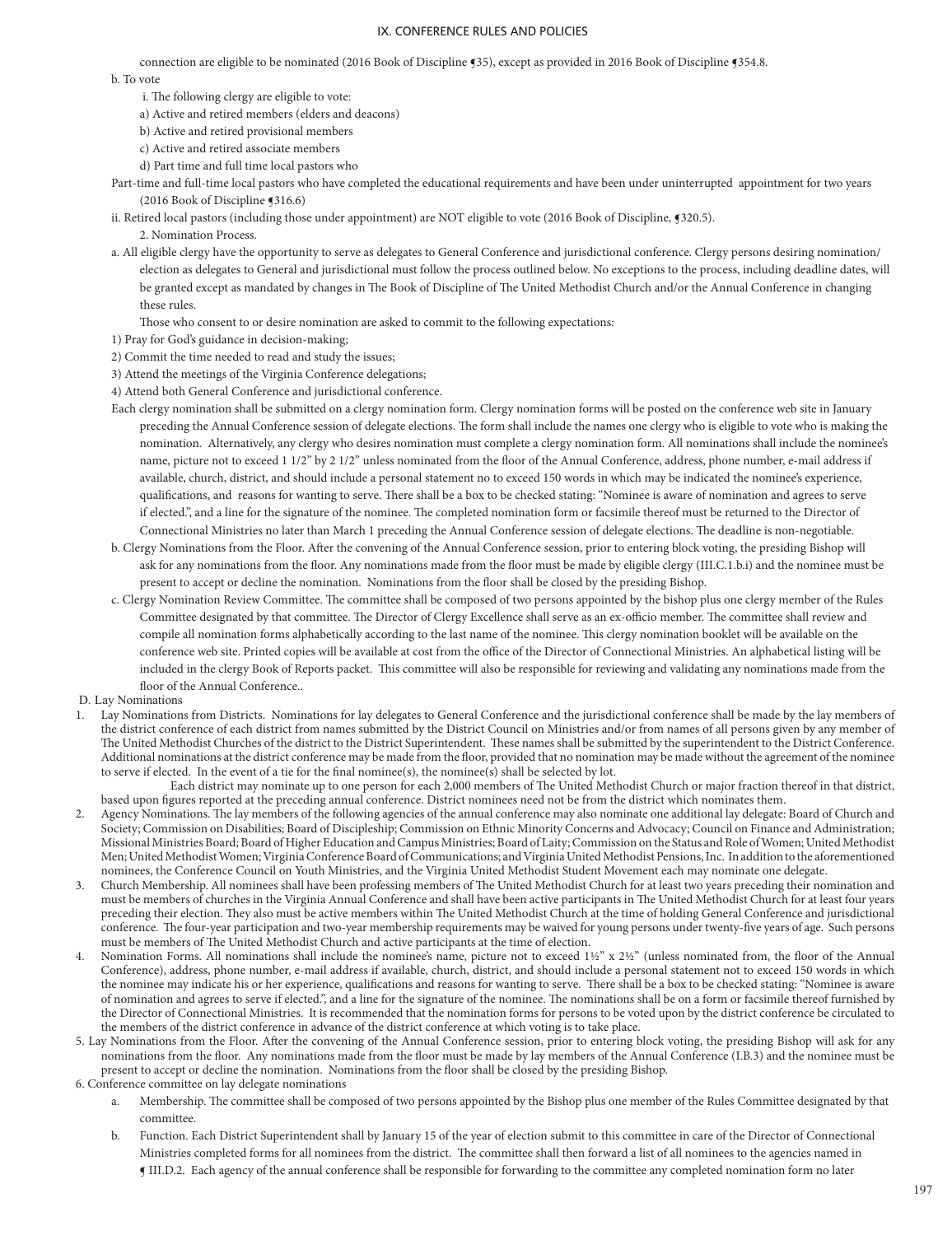connection are eligible to be nominated (2016 Book of Discipline ¶35), except as provided in 2016 Book of Discipline ¶354.8.

b. To vote

i. The following clergy are eligible to vote:

a) Active and retired members (elders and deacons)

b) Active and retired provisional members

c) Active and retired associate members

d) Part time and full time local pastors who

Part-time and full-time local pastors who have completed the educational requirements and have been under uninterrupted appointment for two years (2016 Book of Discipline ¶316.6)

ii. Retired local pastors (including those under appointment) are NOT eligible to vote (2016 Book of Discipline, ¶320.5).

2. Nomination Process.

a. All eligible clergy have the opportunity to serve as delegates to General Conference and jurisdictional conference. Clergy persons desiring nomination/election as delegates to General and jurisdictional must follow the process outlined below. No exceptions to the process, including deadline dates, will be granted except as mandated by changes in The Book of Discipline of The United Methodist Church and/or the Annual Conference in changing these rules.

Those who consent to or desire nomination are asked to commit to the following expectations:

1) Pray for God's guidance in decision-making;

2) Commit the time needed to read and study the issues;

3) Attend the meetings of the Virginia Conference delegations;

4) Attend both General Conference and jurisdictional conference.

Each clergy nomination shall be submitted on a clergy nomination form. Clergy nomination forms will be posted on the conference web site in January preceding the Annual Conference session of delegate elections. The form shall include the names one clergy who is eligible to vote who is making the nomination. Alternatively, any clergy who desires nomination must complete a clergy nomination form. All nominations shall include the nominee's name, picture not to exceed 1 1/2" by 2 1/2" unless nominated from the floor of the Annual Conference, address, phone number, e-mail address if available, church, district, and should include a personal statement no to exceed 150 words in which may be indicated the nominee's experience, qualifications, and reasons for wanting to serve. There shall be a box to be checked stating: "Nominee is aware of nomination and agrees to serve if elected.", and a line for the signature of the nominee. The completed nomination form or facsimile thereof must be returned to the Director of Connectional Ministries no later than March 1 preceding the Annual Conference session of delegate elections. The deadline is non-negotiable.

b. Clergy Nominations from the Floor. After the convening of the Annual Conference session, prior to entering block voting, the presiding Bishop will ask for any nominations from the floor. Any nominations made from the floor must be made by eligible clergy (III.C.1.b.i) and the nominee must be present to accept or decline the nomination. Nominations from the floor shall be closed by the presiding Bishop.

c. Clergy Nomination Review Committee. The committee shall be composed of two persons appointed by the bishop plus one clergy member of the Rules Committee designated by that committee. The Director of Clergy Excellence shall serve as an ex-officio member. The committee shall review and compile all nomination forms alphabetically according to the last name of the nominee. This clergy nomination booklet will be available on the conference web site. Printed copies will be available at cost from the office of the Director of Connectional Ministries. An alphabetical listing will be included in the clergy Book of Reports packet. This committee will also be responsible for reviewing and validating any nominations made from the floor of the Annual Conference..

D. Lay Nominations

1. Lay Nominations from Districts. Nominations for lay delegates to General Conference and the jurisdictional conference shall be made by the lay members of the district conference of each district from names submitted by the District Council on Ministries and/or from names of all persons given by any member of The United Methodist Churches of the district to the District Superintendent. These names shall be submitted by the superintendent to the District Conference. Additional nominations at the district conference may be made from the floor, provided that no nomination may be made without the agreement of the nominee to serve if elected. In the event of a tie for the final nominee(s), the nominee(s) shall be selected by lot.

   Each district may nominate up to one person for each 2,000 members of The United Methodist Church or major fraction thereof in that district, based upon figures reported at the preceding annual conference. District nominees need not be from the district which nominates them.

2. Agency Nominations. The lay members of the following agencies of the annual conference may also nominate one additional lay delegate: Board of Church and Society; Commission on Disabilities; Board of Discipleship; Commission on Ethnic Minority Concerns and Advocacy; Council on Finance and Administration; Missional Ministries Board; Board of Higher Education and Campus Ministries; Board of Laity; Commission on the Status and Role of Women; United Methodist Men; United Methodist Women; Virginia Conference Board of Communications; and Virginia United Methodist Pensions, Inc. In addition to the aforementioned nominees, the Conference Council on Youth Ministries, and the Virginia United Methodist Student Movement each may nominate one delegate.

3. Church Membership. All nominees shall have been professing members of The United Methodist Church for at least two years preceding their nomination and must be members of churches in the Virginia Annual Conference and shall have been active participants in The United Methodist Church for at least four years preceding their election. They also must be active members within The United Methodist Church at the time of holding General Conference and jurisdictional conference. The four-year participation and two-year membership requirements may be waived for young persons under twenty-five years of age. Such persons must be members of The United Methodist Church and active participants at the time of election.

4. Nomination Forms. All nominations shall include the nominee's name, picture not to exceed 1½" x 2½" (unless nominated from, the floor of the Annual Conference), address, phone number, e-mail address if available, church, district, and should include a personal statement not to exceed 150 words in which the nominee may indicate his or her experience, qualifications and reasons for wanting to serve. There shall be a box to be checked stating: "Nominee is aware of nomination and agrees to serve if elected.", and a line for the signature of the nominee. The nominations shall be on a form or facsimile thereof furnished by the Director of Connectional Ministries. It is recommended that the nomination forms for persons to be voted upon by the district conference be circulated to the members of the district conference in advance of the district conference at which voting is to take place.

5. Lay Nominations from the Floor. After the convening of the Annual Conference session, prior to entering block voting, the presiding Bishop will ask for any nominations from the floor. Any nominations made from the floor must be made by lay members of the Annual Conference (I.B.3) and the nominee must be present to accept or decline the nomination. Nominations from the floor shall be closed by the presiding Bishop.

6. Conference committee on lay delegate nominations

   a. Membership. The committee shall be composed of two persons appointed by the Bishop plus one member of the Rules Committee designated by that committee.

   b. Function. Each District Superintendent shall by January 15 of the year of election submit to this committee in care of the Director of Connectional Ministries completed forms for all nominees from the district. The committee shall then forward a list of all nominees to the agencies named in ¶ III.D.2. Each agency of the annual conference shall be responsible for forwarding to the committee any completed nomination form no later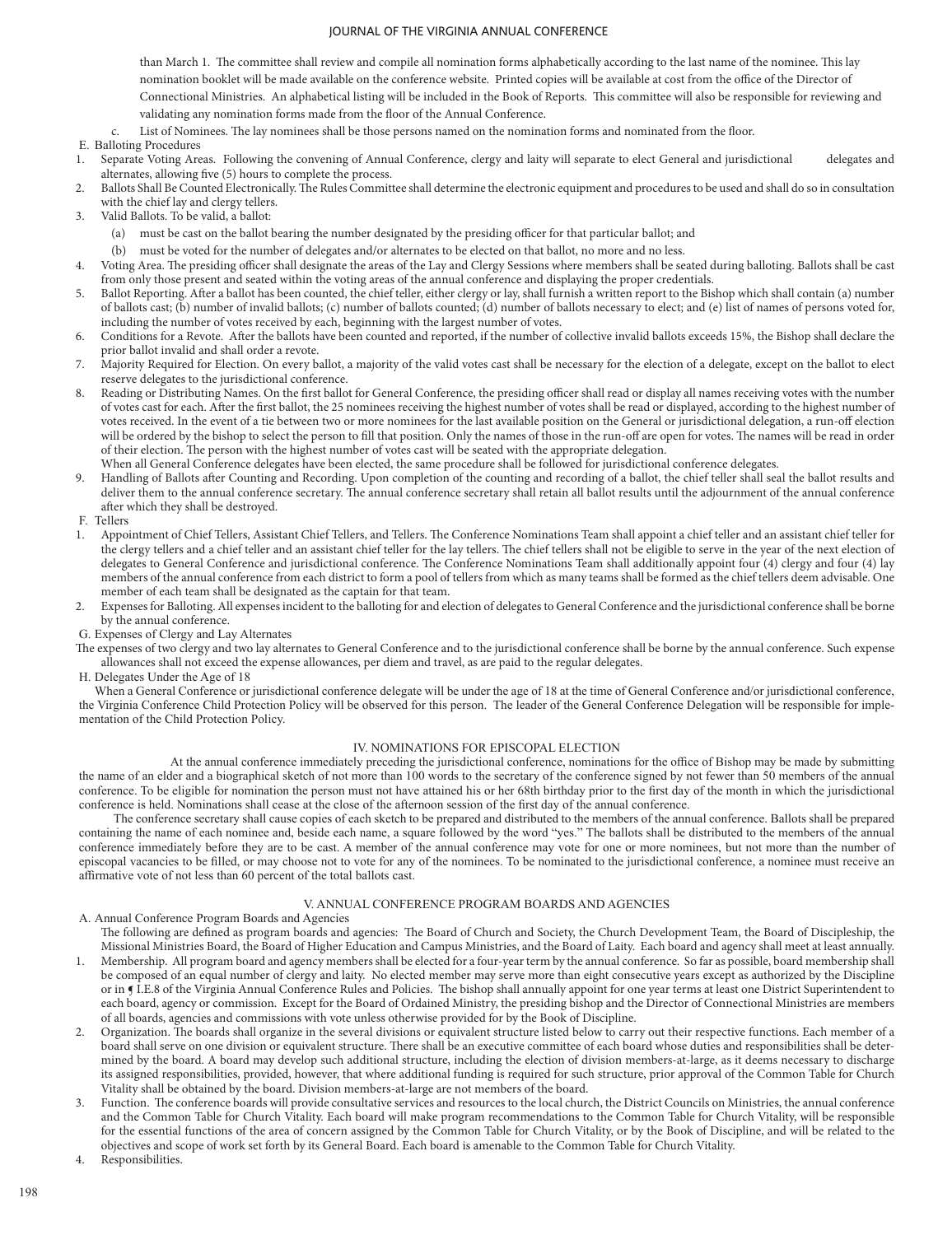than March 1. The committee shall review and compile all nomination forms alphabetically according to the last name of the nominee. This lay nomination booklet will be made available on the conference website. Printed copies will be available at cost from the office of the Director of Connectional Ministries. An alphabetical listing will be included in the Book of Reports. This committee will also be responsible for reviewing and validating any nomination forms made from the floor of the Annual Conference.

c. List of Nominees. The lay nominees shall be those persons named on the nomination forms and nominated from the floor.

E. Balloting Procedures

1. Separate Voting Areas. Following the convening of Annual Conference, clergy and laity will separate to elect General and jurisdictional delegates and alternates, allowing five (5) hours to complete the process.
2. Ballots Shall Be Counted Electronically. The Rules Committee shall determine the electronic equipment and procedures to be used and shall do so in consultation with the chief lay and clergy tellers.
3. Valid Ballots. To be valid, a ballot:
   (a) must be cast on the ballot bearing the number designated by the presiding officer for that particular ballot; and
   (b) must be voted for the number of delegates and/or alternates to be elected on that ballot, no more and no less.
4. Voting Area. The presiding officer shall designate the areas of the Lay and Clergy Sessions where members shall be seated during balloting. Ballots shall be cast from only those present and seated within the voting areas of the annual conference and displaying the proper credentials.
5. Ballot Reporting. After a ballot has been counted, the chief teller, either clergy or lay, shall furnish a written report to the Bishop which shall contain (a) number of ballots cast; (b) number of invalid ballots; (c) number of ballots counted; (d) number of ballots necessary to elect; and (e) list of names of persons voted for, including the number of votes received by each, beginning with the largest number of votes.
6. Conditions for a Revote. After the ballots have been counted and reported, if the number of collective invalid ballots exceeds 15%, the Bishop shall declare the prior ballot invalid and shall order a revote.
7. Majority Required for Election. On every ballot, a majority of the valid votes cast shall be necessary for the election of a delegate, except on the ballot to elect reserve delegates to the jurisdictional conference.
8. Reading or Distributing Names. On the first ballot for General Conference, the presiding officer shall read or display all names receiving votes with the number of votes cast for each. After the first ballot, the 25 nominees receiving the highest number of votes shall be read or displayed, according to the highest number of votes received. In the event of a tie between two or more nominees for the last available position on the General or jurisdictional delegation, a run-off election will be ordered by the bishop to select the person to fill that position. Only the names of those in the run-off are open for votes. The names will be read in order of their election. The person with the highest number of votes cast will be seated with the appropriate delegation.
   When all General Conference delegates have been elected, the same procedure shall be followed for jurisdictional conference delegates.
9. Handling of Ballots after Counting and Recording. Upon completion of the counting and recording of a ballot, the chief teller shall seal the ballot results and deliver them to the annual conference secretary. The annual conference secretary shall retain all ballot results until the adjournment of the annual conference after which they shall be destroyed.

F. Tellers

1. Appointment of Chief Tellers, Assistant Chief Tellers, and Tellers. The Conference Nominations Team shall appoint a chief teller and an assistant chief teller for the clergy tellers and a chief teller and an assistant chief teller for the lay tellers. The chief tellers shall not be eligible to serve in the year of the next election of delegates to General Conference and jurisdictional conference. The Conference Nominations Team shall additionally appoint four (4) clergy and four (4) lay members of the annual conference from each district to form a pool of tellers from which as many teams shall be formed as the chief tellers deem advisable. One member of each team shall be designated as the captain for that team.
2. Expenses for Balloting. All expenses incident to the balloting for and election of delegates to General Conference and the jurisdictional conference shall be borne by the annual conference.

G. Expenses of Clergy and Lay Alternates

The expenses of two clergy and two lay alternates to General Conference and to the jurisdictional conference shall be borne by the annual conference. Such expense allowances shall not exceed the expense allowances, per diem and travel, as are paid to the regular delegates.

H. Delegates Under the Age of 18

When a General Conference or jurisdictional conference delegate will be under the age of 18 at the time of General Conference and/or jurisdictional conference, the Virginia Conference Child Protection Policy will be observed for this person. The leader of the General Conference Delegation will be responsible for implementation of the Child Protection Policy.

## IV. NOMINATIONS FOR EPISCOPAL ELECTION

At the annual conference immediately preceding the jurisdictional conference, nominations for the office of Bishop may be made by submitting the name of an elder and a biographical sketch of not more than 100 words to the secretary of the conference signed by not fewer than 50 members of the annual conference. To be eligible for nomination the person must not have attained his or her 68th birthday prior to the first day of the month in which the jurisdictional conference is held. Nominations shall cease at the close of the afternoon session of the first day of the annual conference.

The conference secretary shall cause copies of each sketch to be prepared and distributed to the members of the annual conference. Ballots shall be prepared containing the name of each nominee and, beside each name, a square followed by the word "yes." The ballots shall be distributed to the members of the annual conference immediately before they are to be cast. A member of the annual conference may vote for one or more nominees, but not more than the number of episcopal vacancies to be filled, or may choose not to vote for any of the nominees. To be nominated to the jurisdictional conference, a nominee must receive an affirmative vote of not less than 60 percent of the total ballots cast.

## V. ANNUAL CONFERENCE PROGRAM BOARDS AND AGENCIES

A. Annual Conference Program Boards and Agencies

The following are defined as program boards and agencies: The Board of Church and Society, the Church Development Team, the Board of Discipleship, the Missional Ministries Board, the Board of Higher Education and Campus Ministries, and the Board of Laity. Each board and agency shall meet at least annually.

1. Membership. All program board and agency members shall be elected for a four-year term by the annual conference. So far as possible, board membership shall be composed of an equal number of clergy and laity. No elected member may serve more than eight consecutive years except as authorized by the Discipline or in ¶ I.E.8 of the Virginia Annual Conference Rules and Policies. The bishop shall annually appoint for one year terms at least one District Superintendent to each board, agency or commission. Except for the Board of Ordained Ministry, the presiding bishop and the Director of Connectional Ministries are members of all boards, agencies and commissions with vote unless otherwise provided for by the Book of Discipline.
2. Organization. The boards shall organize in the several divisions or equivalent structure listed below to carry out their respective functions. Each member of a board shall serve on one division or equivalent structure. There shall be an executive committee of each board whose duties and responsibilities shall be determined by the board. A board may develop such additional structure, including the election of division members-at-large, as it deems necessary to discharge its assigned responsibilities, provided, however, that where additional funding is required for such structure, prior approval of the Common Table for Church Vitality shall be obtained by the board. Division members-at-large are not members of the board.
3. Function. The conference boards will provide consultative services and resources to the local church, the District Councils on Ministries, the annual conference and the Common Table for Church Vitality. Each board will make program recommendations to the Common Table for Church Vitality, will be responsible for the essential functions of the area of concern assigned by the Common Table for Church Vitality, or by the Book of Discipline, and will be related to the objectives and scope of work set forth by its General Board. Each board is amenable to the Common Table for Church Vitality.
4. Responsibilities.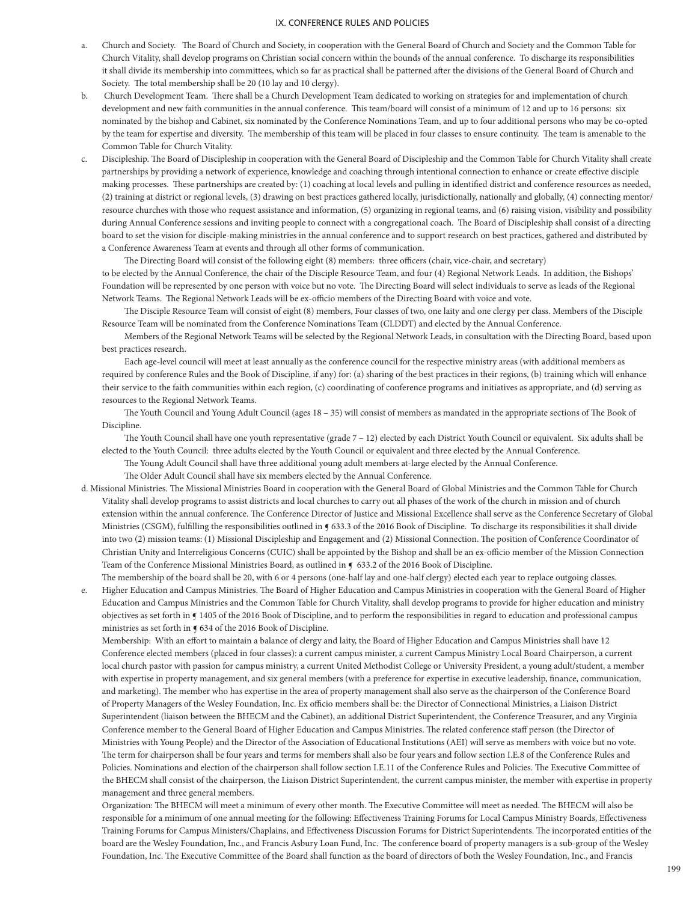a. Church and Society. The Board of Church and Society, in cooperation with the General Board of Church and Society and the Common Table for Church Vitality, shall develop programs on Christian social concern within the bounds of the annual conference. To discharge its responsibilities it shall divide its membership into committees, which so far as practical shall be patterned after the divisions of the General Board of Church and Society. The total membership shall be 20 (10 lay and 10 clergy).

b. Church Development Team. There shall be a Church Development Team dedicated to working on strategies for and implementation of church development and new faith communities in the annual conference. This team/board will consist of a minimum of 12 and up to 16 persons: six nominated by the bishop and Cabinet, six nominated by the Conference Nominations Team, and up to four additional persons who may be co-opted by the team for expertise and diversity. The membership of this team will be placed in four classes to ensure continuity. The team is amenable to the Common Table for Church Vitality.

c. Discipleship. The Board of Discipleship in cooperation with the General Board of Discipleship and the Common Table for Church Vitality shall create partnerships by providing a network of experience, knowledge and coaching through intentional connection to enhance or create effective disciple making processes. These partnerships are created by: (1) coaching at local levels and pulling in identified district and conference resources as needed, (2) training at district or regional levels, (3) drawing on best practices gathered locally, jurisdictionally, nationally and globally, (4) connecting mentor/resource churches with those who request assistance and information, (5) organizing in regional teams, and (6) raising vision, visibility and possibility during Annual Conference sessions and inviting people to connect with a congregational coach. The Board of Discipleship shall consist of a directing board to set the vision for disciple-making ministries in the annual conference and to support research on best practices, gathered and distributed by a Conference Awareness Team at events and through all other forms of communication.

The Directing Board will consist of the following eight (8) members: three officers (chair, vice-chair, and secretary) to be elected by the Annual Conference, the chair of the Disciple Resource Team, and four (4) Regional Network Leads. In addition, the Bishops' Foundation will be represented by one person with voice but no vote. The Directing Board will select individuals to serve as leads of the Regional Network Teams. The Regional Network Leads will be ex-officio members of the Directing Board with voice and vote.

The Disciple Resource Team will consist of eight (8) members, Four classes of two, one laity and one clergy per class. Members of the Disciple Resource Team will be nominated from the Conference Nominations Team (CLDDT) and elected by the Annual Conference.

Members of the Regional Network Teams will be selected by the Regional Network Leads, in consultation with the Directing Board, based upon best practices research.

Each age-level council will meet at least annually as the conference council for the respective ministry areas (with additional members as required by conference Rules and the Book of Discipline, if any) for: (a) sharing of the best practices in their regions, (b) training which will enhance their service to the faith communities within each region, (c) coordinating of conference programs and initiatives as appropriate, and (d) serving as resources to the Regional Network Teams.

The Youth Council and Young Adult Council (ages 18 – 35) will consist of members as mandated in the appropriate sections of The Book of Discipline.

The Youth Council shall have one youth representative (grade 7 – 12) elected by each District Youth Council or equivalent. Six adults shall be elected to the Youth Council: three adults elected by the Youth Council or equivalent and three elected by the Annual Conference.

The Young Adult Council shall have three additional young adult members at-large elected by the Annual Conference.

The Older Adult Council shall have six members elected by the Annual Conference.

d. Missional Ministries. The Missional Ministries Board in cooperation with the General Board of Global Ministries and the Common Table for Church Vitality shall develop programs to assist districts and local churches to carry out all phases of the work of the church in mission and of church extension within the annual conference. The Conference Director of Justice and Missional Excellence shall serve as the Conference Secretary of Global Ministries (CSGM), fulfilling the responsibilities outlined in ¶ 633.3 of the 2016 Book of Discipline. To discharge its responsibilities it shall divide into two (2) mission teams: (1) Missional Discipleship and Engagement and (2) Missional Connection. The position of Conference Coordinator of Christian Unity and Interreligious Concerns (CUIC) shall be appointed by the Bishop and shall be an ex-officio member of the Mission Connection Team of the Conference Missional Ministries Board, as outlined in ¶ 633.2 of the 2016 Book of Discipline.

The membership of the board shall be 20, with 6 or 4 persons (one-half lay and one-half clergy) elected each year to replace outgoing classes.

e. Higher Education and Campus Ministries. The Board of Higher Education and Campus Ministries in cooperation with the General Board of Higher Education and Campus Ministries and the Common Table for Church Vitality, shall develop programs to provide for higher education and ministry objectives as set forth in ¶ 1405 of the 2016 Book of Discipline, and to perform the responsibilities in regard to education and professional campus ministries as set forth in ¶ 634 of the 2016 Book of Discipline.

Membership: With an effort to maintain a balance of clergy and laity, the Board of Higher Education and Campus Ministries shall have 12 Conference elected members (placed in four classes): a current campus minister, a current Campus Ministry Local Board Chairperson, a current local church pastor with passion for campus ministry, a current United Methodist College or University President, a young adult/student, a member with expertise in property management, and six general members (with a preference for expertise in executive leadership, finance, communication, and marketing). The member who has expertise in the area of property management shall also serve as the chairperson of the Conference Board of Property Managers of the Wesley Foundation, Inc. Ex officio members shall be: the Director of Connectional Ministries, a Liaison District Superintendent (liaison between the BHECM and the Cabinet), an additional District Superintendent, the Conference Treasurer, and any Virginia Conference member to the General Board of Higher Education and Campus Ministries. The related conference staff person (the Director of Ministries with Young People) and the Director of the Association of Educational Institutions (AEI) will serve as members with voice but no vote. The term for chairperson shall be four years and terms for members shall also be four years and follow section I.E.8 of the Conference Rules and Policies. Nominations and election of the chairperson shall follow section I.E.11 of the Conference Rules and Policies. The Executive Committee of the BHECM shall consist of the chairperson, the Liaison District Superintendent, the current campus minister, the member with expertise in property management and three general members.

Organization: The BHECM will meet a minimum of every other month. The Executive Committee will meet as needed. The BHECM will also be responsible for a minimum of one annual meeting for the following: Effectiveness Training Forums for Local Campus Ministry Boards, Effectiveness Training Forums for Campus Ministers/Chaplains, and Effectiveness Discussion Forums for District Superintendents. The incorporated entities of the board are the Wesley Foundation, Inc., and Francis Asbury Loan Fund, Inc. The conference board of property managers is a sub-group of the Wesley Foundation, Inc. The Executive Committee of the Board shall function as the board of directors of both the Wesley Foundation, Inc., and Francis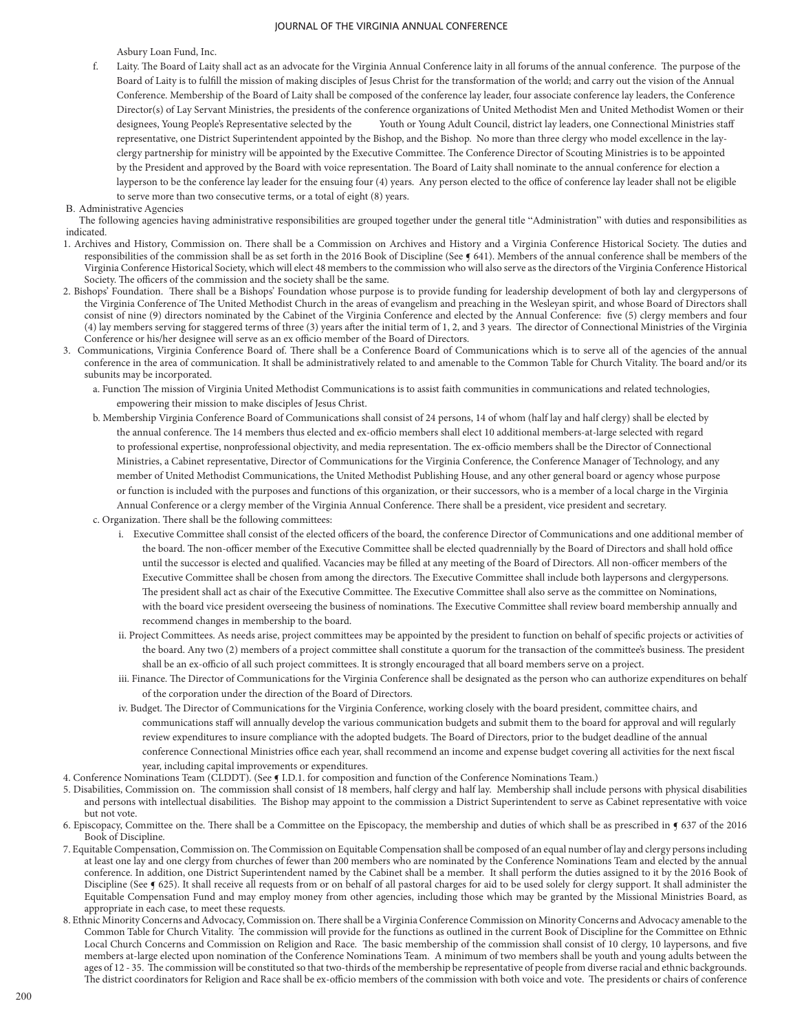Asbury Loan Fund, Inc.

f. Laity. The Board of Laity shall act as an advocate for the Virginia Annual Conference laity in all forums of the annual conference. The purpose of the Board of Laity is to fulfill the mission of making disciples of Jesus Christ for the transformation of the world; and carry out the vision of the Annual Conference. Membership of the Board of Laity shall be composed of the conference lay leader, four associate conference lay leaders, the Conference Director(s) of Lay Servant Ministries, the presidents of the conference organizations of United Methodist Men and United Methodist Women or their designees, Young People's Representative selected by the Youth or Young Adult Council, district lay leaders, one Connectional Ministries staff representative, one District Superintendent appointed by the Bishop, and the Bishop. No more than three clergy who model excellence in the lay-clergy partnership for ministry will be appointed by the Executive Committee. The Conference Director of Scouting Ministries is to be appointed by the President and approved by the Board with voice representation. The Board of Laity shall nominate to the annual conference for election a layperson to be the conference lay leader for the ensuing four (4) years. Any person elected to the office of conference lay leader shall not be eligible to serve more than two consecutive terms, or a total of eight (8) years.

B. Administrative Agencies

The following agencies having administrative responsibilities are grouped together under the general title "Administration" with duties and responsibilities as indicated.

1. Archives and History, Commission on. There shall be a Commission on Archives and History and a Virginia Conference Historical Society. The duties and responsibilities of the commission shall be as set forth in the 2016 Book of Discipline (See ¶ 641). Members of the annual conference shall be members of the Virginia Conference Historical Society, which will elect 48 members to the commission who will also serve as the directors of the Virginia Conference Historical Society. The officers of the commission and the society shall be the same.
2. Bishops' Foundation. There shall be a Bishops' Foundation whose purpose is to provide funding for leadership development of both lay and clergypersons of the Virginia Conference of The United Methodist Church in the areas of evangelism and preaching in the Wesleyan spirit, and whose Board of Directors shall consist of nine (9) directors nominated by the Cabinet of the Virginia Conference and elected by the Annual Conference: five (5) clergy members and four (4) lay members serving for staggered terms of three (3) years after the initial term of 1, 2, and 3 years. The director of Connectional Ministries of the Virginia Conference or his/her designee will serve as an ex officio member of the Board of Directors.
3. Communications, Virginia Conference Board of. There shall be a Conference Board of Communications which is to serve all of the agencies of the annual conference in the area of communication. It shall be administratively related to and amenable to the Common Table for Church Vitality. The board and/or its subunits may be incorporated.
   a. Function The mission of Virginia United Methodist Communications is to assist faith communities in communications and related technologies, empowering their mission to make disciples of Jesus Christ.
   b. Membership Virginia Conference Board of Communications shall consist of 24 persons, 14 of whom (half lay and half clergy) shall be elected by the annual conference. The 14 members thus elected and ex-officio members shall elect 10 additional members-at-large selected with regard to professional expertise, nonprofessional objectivity, and media representation. The ex-officio members shall be the Director of Connectional Ministries, a Cabinet representative, Director of Communications for the Virginia Conference, the Conference Manager of Technology, and any member of United Methodist Communications, the United Methodist Publishing House, and any other general board or agency whose purpose or function is included with the purposes and functions of this organization, or their successors, who is a member of a local charge in the Virginia Annual Conference or a clergy member of the Virginia Annual Conference. There shall be a president, vice president and secretary.
   c. Organization. There shall be the following committees:
      i. Executive Committee shall consist of the elected officers of the board, the conference Director of Communications and one additional member of the board. The non-officer member of the Executive Committee shall be elected quadrennially by the Board of Directors and shall hold office until the successor is elected and qualified. Vacancies may be filled at any meeting of the Board of Directors. All non-officer members of the Executive Committee shall be chosen from among the directors. The Executive Committee shall include both laypersons and clergypersons. The president shall act as chair of the Executive Committee. The Executive Committee shall also serve as the committee on Nominations, with the board vice president overseeing the business of nominations. The Executive Committee shall review board membership annually and recommend changes in membership to the board.
      ii. Project Committees. As needs arise, project committees may be appointed by the president to function on behalf of specific projects or activities of the board. Any two (2) members of a project committee shall constitute a quorum for the transaction of the committee's business. The president shall be an ex-officio of all such project committees. It is strongly encouraged that all board members serve on a project.
      iii. Finance. The Director of Communications for the Virginia Conference shall be designated as the person who can authorize expenditures on behalf of the corporation under the direction of the Board of Directors.
      iv. Budget. The Director of Communications for the Virginia Conference, working closely with the board president, committee chairs, and communications staff will annually develop the various communication budgets and submit them to the board for approval and will regularly review expenditures to insure compliance with the adopted budgets. The Board of Directors, prior to the budget deadline of the annual conference Connectional Ministries office each year, shall recommend an income and expense budget covering all activities for the next fiscal year, including capital improvements or expenditures.
4. Conference Nominations Team (CLDDT). (See ¶ I.D.1. for composition and function of the Conference Nominations Team.)
5. Disabilities, Commission on. The commission shall consist of 18 members, half clergy and half lay. Membership shall include persons with physical disabilities and persons with intellectual disabilities. The Bishop may appoint to the commission a District Superintendent to serve as Cabinet representative with voice but not vote.
6. Episcopacy, Committee on the. There shall be a Committee on the Episcopacy, the membership and duties of which shall be as prescribed in ¶ 637 of the 2016 Book of Discipline.
7. Equitable Compensation, Commission on. The Commission on Equitable Compensation shall be composed of an equal number of lay and clergy persons including at least one lay and one clergy from churches of fewer than 200 members who are nominated by the Conference Nominations Team and elected by the annual conference. In addition, one District Superintendent named by the Cabinet shall be a member. It shall perform the duties assigned to it by the 2016 Book of Discipline (See ¶ 625). It shall receive all requests from or on behalf of all pastoral charges for aid to be used solely for clergy support. It shall administer the Equitable Compensation Fund and may employ money from other agencies, including those which may be granted by the Missional Ministries Board, as appropriate in each case, to meet these requests.
8. Ethnic Minority Concerns and Advocacy, Commission on. There shall be a Virginia Conference Commission on Minority Concerns and Advocacy amenable to the Common Table for Church Vitality. The commission will provide for the functions as outlined in the current Book of Discipline for the Committee on Ethnic Local Church Concerns and Commission on Religion and Race. The basic membership of the commission shall consist of 10 clergy, 10 laypersons, and five members at-large elected upon nomination of the Conference Nominations Team. A minimum of two members shall be youth and young adults between the ages of 12 - 35. The commission will be constituted so that two-thirds of the membership be representative of people from diverse racial and ethnic backgrounds. The district coordinators for Religion and Race shall be ex-officio members of the commission with both voice and vote. The presidents or chairs of conference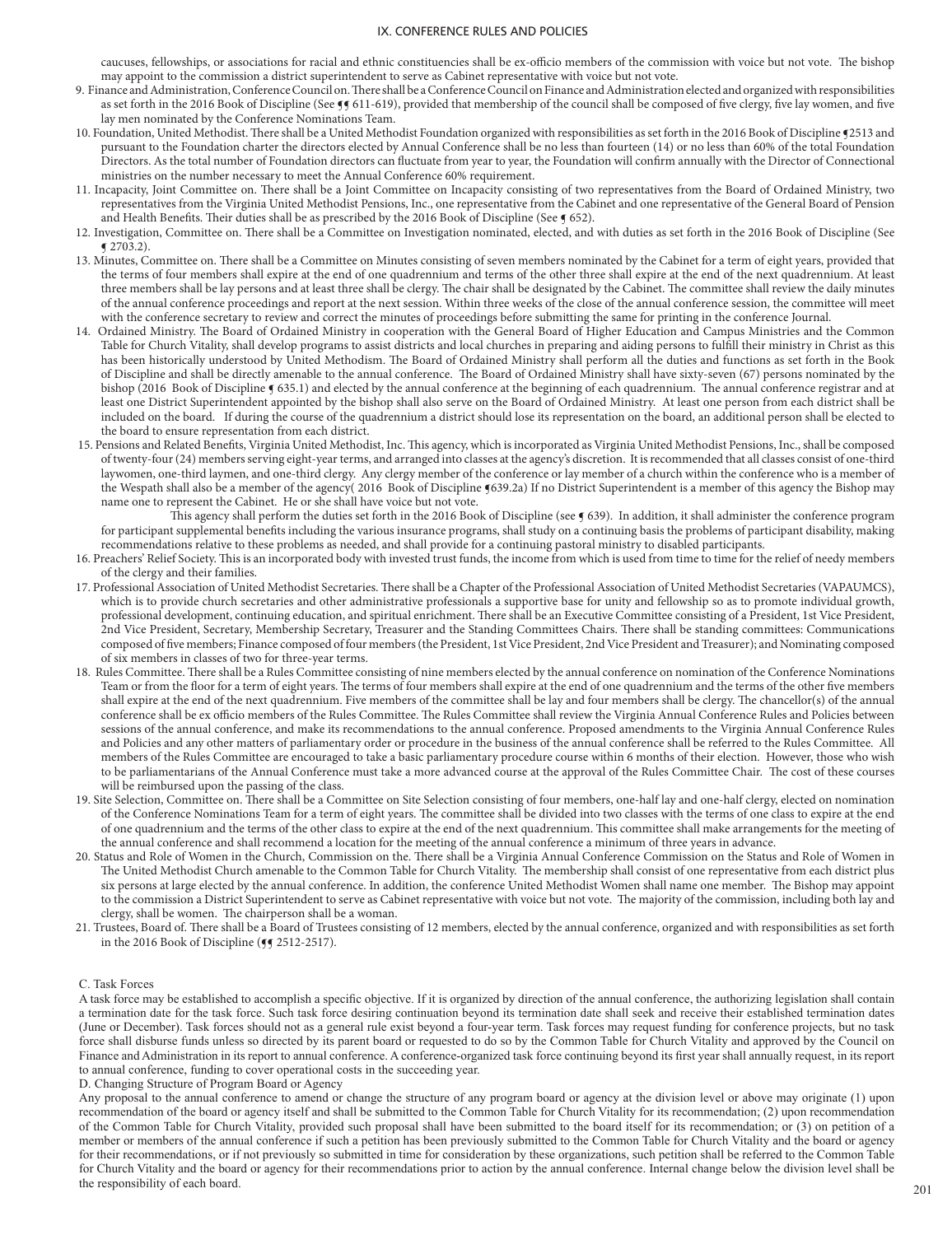caucuses, fellowships, or associations for racial and ethnic constituencies shall be ex-officio members of the commission with voice but not vote. The bishop may appoint to the commission a district superintendent to serve as Cabinet representative with voice but not vote.

9. Finance and Administration, Conference Council on. There shall be a Conference Council on Finance and Administration elected and organized with responsibilities as set forth in the 2016 Book of Discipline (See ¶¶ 611-619), provided that membership of the council shall be composed of five clergy, five lay women, and five lay men nominated by the Conference Nominations Team.
10. Foundation, United Methodist. There shall be a United Methodist Foundation organized with responsibilities as set forth in the 2016 Book of Discipline ¶2513 and pursuant to the Foundation charter the directors elected by Annual Conference shall be no less than fourteen (14) or no less than 60% of the total Foundation Directors. As the total number of Foundation directors can fluctuate from year to year, the Foundation will confirm annually with the Director of Connectional ministries on the number necessary to meet the Annual Conference 60% requirement.
11. Incapacity, Joint Committee on. There shall be a Joint Committee on Incapacity consisting of two representatives from the Board of Ordained Ministry, two representatives from the Virginia United Methodist Pensions, Inc., one representative from the Cabinet and one representative of the General Board of Pension and Health Benefits. Their duties shall be as prescribed by the 2016 Book of Discipline (See ¶ 652).
12. Investigation, Committee on. There shall be a Committee on Investigation nominated, elected, and with duties as set forth in the 2016 Book of Discipline (See ¶ 2703.2).
13. Minutes, Committee on. There shall be a Committee on Minutes consisting of seven members nominated by the Cabinet for a term of eight years, provided that the terms of four members shall expire at the end of one quadrennium and terms of the other three shall expire at the end of the next quadrennium. At least three members shall be lay persons and at least three shall be clergy. The chair shall be designated by the Cabinet. The committee shall review the daily minutes of the annual conference proceedings and report at the next session. Within three weeks of the close of the annual conference session, the committee will meet with the conference secretary to review and correct the minutes of proceedings before submitting the same for printing in the conference Journal.
14. Ordained Ministry. The Board of Ordained Ministry in cooperation with the General Board of Higher Education and Campus Ministries and the Common Table for Church Vitality, shall develop programs to assist districts and local churches in preparing and aiding persons to fulfill their ministry in Christ as this has been historically understood by United Methodism. The Board of Ordained Ministry shall perform all the duties and functions as set forth in the Book of Discipline and shall be directly amenable to the annual conference. The Board of Ordained Ministry shall have sixty-seven (67) persons nominated by the bishop (2016 Book of Discipline ¶ 635.1) and elected by the annual conference at the beginning of each quadrennium. The annual conference registrar and at least one District Superintendent appointed by the bishop shall also serve on the Board of Ordained Ministry. At least one person from each district shall be included on the board. If during the course of the quadrennium a district should lose its representation on the board, an additional person shall be elected to the board to ensure representation from each district.
15. Pensions and Related Benefits, Virginia United Methodist, Inc. This agency, which is incorporated as Virginia United Methodist Pensions, Inc., shall be composed of twenty-four (24) members serving eight-year terms, and arranged into classes at the agency's discretion. It is recommended that all classes consist of one-third laywomen, one-third laymen, and one-third clergy. Any clergy member of the conference or lay member of a church within the conference who is a member of the Wespath shall also be a member of the agency( 2016 Book of Discipline ¶639.2a) If no District Superintendent is a member of this agency the Bishop may name one to represent the Cabinet. He or she shall have voice but not vote.

    This agency shall perform the duties set forth in the 2016 Book of Discipline (see ¶ 639). In addition, it shall administer the conference program for participant supplemental benefits including the various insurance programs, shall study on a continuing basis the problems of participant disability, making recommendations relative to these problems as needed, and shall provide for a continuing pastoral ministry to disabled participants.
16. Preachers' Relief Society. This is an incorporated body with invested trust funds, the income from which is used from time to time for the relief of needy members of the clergy and their families.
17. Professional Association of United Methodist Secretaries. There shall be a Chapter of the Professional Association of United Methodist Secretaries (VAPAUMCS), which is to provide church secretaries and other administrative professionals a supportive base for unity and fellowship so as to promote individual growth, professional development, continuing education, and spiritual enrichment. There shall be an Executive Committee consisting of a President, 1st Vice President, 2nd Vice President, Secretary, Membership Secretary, Treasurer and the Standing Committees Chairs. There shall be standing committees: Communications composed of five members; Finance composed of four members (the President, 1st Vice President, 2nd Vice President and Treasurer); and Nominating composed of six members in classes of two for three-year terms.
18. Rules Committee. There shall be a Rules Committee consisting of nine members elected by the annual conference on nomination of the Conference Nominations Team or from the floor for a term of eight years. The terms of four members shall expire at the end of one quadrennium and the terms of the other five members shall expire at the end of the next quadrennium. Five members of the committee shall be lay and four members shall be clergy. The chancellor(s) of the annual conference shall be ex officio members of the Rules Committee. The Rules Committee shall review the Virginia Annual Conference Rules and Policies between sessions of the annual conference, and make its recommendations to the annual conference. Proposed amendments to the Virginia Annual Conference Rules and Policies and any other matters of parliamentary order or procedure in the business of the annual conference shall be referred to the Rules Committee. All members of the Rules Committee are encouraged to take a basic parliamentary procedure course within 6 months of their election. However, those who wish to be parliamentarians of the Annual Conference must take a more advanced course at the approval of the Rules Committee Chair. The cost of these courses will be reimbursed upon the passing of the class.
19. Site Selection, Committee on. There shall be a Committee on Site Selection consisting of four members, one-half lay and one-half clergy, elected on nomination of the Conference Nominations Team for a term of eight years. The committee shall be divided into two classes with the terms of one class to expire at the end of one quadrennium and the terms of the other class to expire at the end of the next quadrennium. This committee shall make arrangements for the meeting of the annual conference and shall recommend a location for the meeting of the annual conference a minimum of three years in advance.
20. Status and Role of Women in the Church, Commission on the. There shall be a Virginia Annual Conference Commission on the Status and Role of Women in The United Methodist Church amenable to the Common Table for Church Vitality. The membership shall consist of one representative from each district plus six persons at large elected by the annual conference. In addition, the conference United Methodist Women shall name one member. The Bishop may appoint to the commission a District Superintendent to serve as Cabinet representative with voice but not vote. The majority of the commission, including both lay and clergy, shall be women. The chairperson shall be a woman.
21. Trustees, Board of. There shall be a Board of Trustees consisting of 12 members, elected by the annual conference, organized and with responsibilities as set forth in the 2016 Book of Discipline (¶¶ 2512-2517).

### C. Task Forces

A task force may be established to accomplish a specific objective. If it is organized by direction of the annual conference, the authorizing legislation shall contain a termination date for the task force. Such task force desiring continuation beyond its termination date shall seek and receive their established termination dates (June or December). Task forces should not as a general rule exist beyond a four-year term. Task forces may request funding for conference projects, but no task force shall disburse funds unless so directed by its parent board or requested to do so by the Common Table for Church Vitality and approved by the Council on Finance and Administration in its report to annual conference. A conference-organized task force continuing beyond its first year shall annually request, in its report to annual conference, funding to cover operational costs in the succeeding year.

### D. Changing Structure of Program Board or Agency

Any proposal to the annual conference to amend or change the structure of any program board or agency at the division level or above may originate (1) upon recommendation of the board or agency itself and shall be submitted to the Common Table for Church Vitality for its recommendation; (2) upon recommendation of the Common Table for Church Vitality, provided such proposal shall have been submitted to the board itself for its recommendation; or (3) on petition of a member or members of the annual conference if such a petition has been previously submitted to the Common Table for Church Vitality and the board or agency for their recommendations, or if not previously so submitted in time for consideration by these organizations, such petition shall be referred to the Common Table for Church Vitality and the board or agency for their recommendations prior to action by the annual conference. Internal change below the division level shall be the responsibility of each board.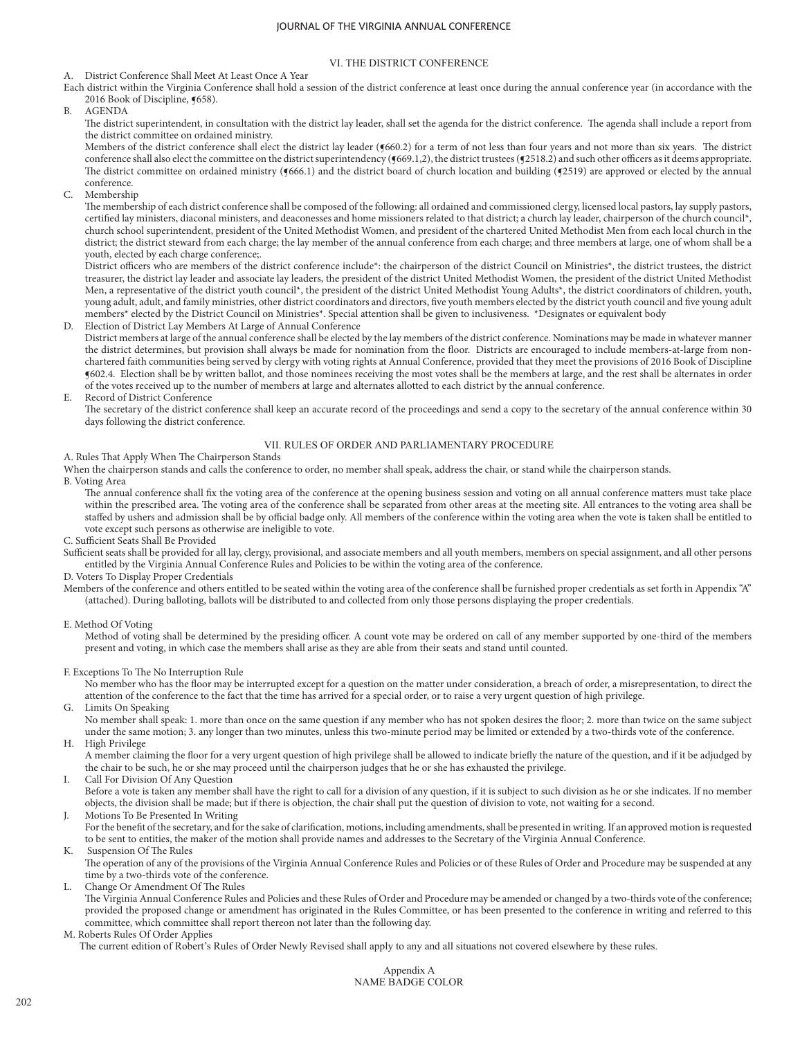## VI. THE DISTRICT CONFERENCE

A. District Conference Shall Meet At Least Once A Year

Each district within the Virginia Conference shall hold a session of the district conference at least once during the annual conference year (in accordance with the 2016 Book of Discipline, ¶658).

B. AGENDA

The district superintendent, in consultation with the district lay leader, shall set the agenda for the district conference. The agenda shall include a report from the district committee on ordained ministry.

Members of the district conference shall elect the district lay leader (¶660.2) for a term of not less than four years and not more than six years. The district conference shall also elect the committee on the district superintendency (¶669.1,2), the district trustees (¶2518.2) and such other officers as it deems appropriate. The district committee on ordained ministry (¶666.1) and the district board of church location and building (¶2519) are approved or elected by the annual conference.

C. Membership

The membership of each district conference shall be composed of the following: all ordained and commissioned clergy, licensed local pastors, lay supply pastors, certified lay ministers, diaconal ministers, and deaconesses and home missioners related to that district; a church lay leader, chairperson of the church council*, church school superintendent, president of the United Methodist Women, and president of the chartered United Methodist Men from each local church in the district; the district steward from each charge; the lay member of the annual conference from each charge; and three members at large, one of whom shall be a youth, elected by each charge conference;.

District officers who are members of the district conference include*: the chairperson of the district Council on Ministries*, the district trustees, the district treasurer, the district lay leader and associate lay leaders, the president of the district United Methodist Women, the president of the district United Methodist Men, a representative of the district youth council*, the president of the district United Methodist Young Adults*, the district coordinators of children, youth, young adult, adult, and family ministries, other district coordinators and directors, five youth members elected by the district youth council and five young adult members* elected by the District Council on Ministries*. Special attention shall be given to inclusiveness. *Designates or equivalent body

D. Election of District Lay Members At Large of Annual Conference

District members at large of the annual conference shall be elected by the lay members of the district conference. Nominations may be made in whatever manner the district determines, but provision shall always be made for nomination from the floor. Districts are encouraged to include members-at-large from non-chartered faith communities being served by clergy with voting rights at Annual Conference, provided that they meet the provisions of 2016 Book of Discipline ¶602.4. Election shall be by written ballot, and those nominees receiving the most votes shall be the members at large, and the rest shall be alternates in order of the votes received up to the number of members at large and alternates allotted to each district by the annual conference.

E. Record of District Conference

The secretary of the district conference shall keep an accurate record of the proceedings and send a copy to the secretary of the annual conference within 30 days following the district conference.

## VII. RULES OF ORDER AND PARLIAMENTARY PROCEDURE

A. Rules That Apply When The Chairperson Stands

When the chairperson stands and calls the conference to order, no member shall speak, address the chair, or stand while the chairperson stands.

B. Voting Area

The annual conference shall fix the voting area of the conference at the opening business session and voting on all annual conference matters must take place within the prescribed area. The voting area of the conference shall be separated from other areas at the meeting site. All entrances to the voting area shall be staffed by ushers and admission shall be by official badge only. All members of the conference within the voting area when the vote is taken shall be entitled to vote except such persons as otherwise are ineligible to vote.

C. Sufficient Seats Shall Be Provided

Sufficient seats shall be provided for all lay, clergy, provisional, and associate members and all youth members, members on special assignment, and all other persons entitled by the Virginia Annual Conference Rules and Policies to be within the voting area of the conference.

D. Voters To Display Proper Credentials

Members of the conference and others entitled to be seated within the voting area of the conference shall be furnished proper credentials as set forth in Appendix "A" (attached). During balloting, ballots will be distributed to and collected from only those persons displaying the proper credentials.

E. Method Of Voting

Method of voting shall be determined by the presiding officer. A count vote may be ordered on call of any member supported by one-third of the members present and voting, in which case the members shall arise as they are able from their seats and stand until counted.

F. Exceptions To The No Interruption Rule

No member who has the floor may be interrupted except for a question on the matter under consideration, a breach of order, a misrepresentation, to direct the attention of the conference to the fact that the time has arrived for a special order, or to raise a very urgent question of high privilege.

G. Limits On Speaking

No member shall speak: 1. more than once on the same question if any member who has not spoken desires the floor; 2. more than twice on the same subject under the same motion; 3. any longer than two minutes, unless this two-minute period may be limited or extended by a two-thirds vote of the conference.

H. High Privilege

A member claiming the floor for a very urgent question of high privilege shall be allowed to indicate briefly the nature of the question, and if it be adjudged by the chair to be such, he or she may proceed until the chairperson judges that he or she has exhausted the privilege.

I. Call For Division Of Any Question

Before a vote is taken any member shall have the right to call for a division of any question, if it is subject to such division as he or she indicates. If no member objects, the division shall be made; but if there is objection, the chair shall put the question of division to vote, not waiting for a second.

J. Motions To Be Presented In Writing

For the benefit of the secretary, and for the sake of clarification, motions, including amendments, shall be presented in writing. If an approved motion is requested to be sent to entities, the maker of the motion shall provide names and addresses to the Secretary of the Virginia Annual Conference.

K. Suspension Of The Rules

The operation of any of the provisions of the Virginia Annual Conference Rules and Policies or of these Rules of Order and Procedure may be suspended at any time by a two-thirds vote of the conference.

L. Change Or Amendment Of The Rules

The Virginia Annual Conference Rules and Policies and these Rules of Order and Procedure may be amended or changed by a two-thirds vote of the conference; provided the proposed change or amendment has originated in the Rules Committee, or has been presented to the conference in writing and referred to this committee, which committee shall report thereon not later than the following day.

M. Roberts Rules Of Order Applies

The current edition of Robert's Rules of Order Newly Revised shall apply to any and all situations not covered elsewhere by these rules.

Appendix A

NAME BADGE COLOR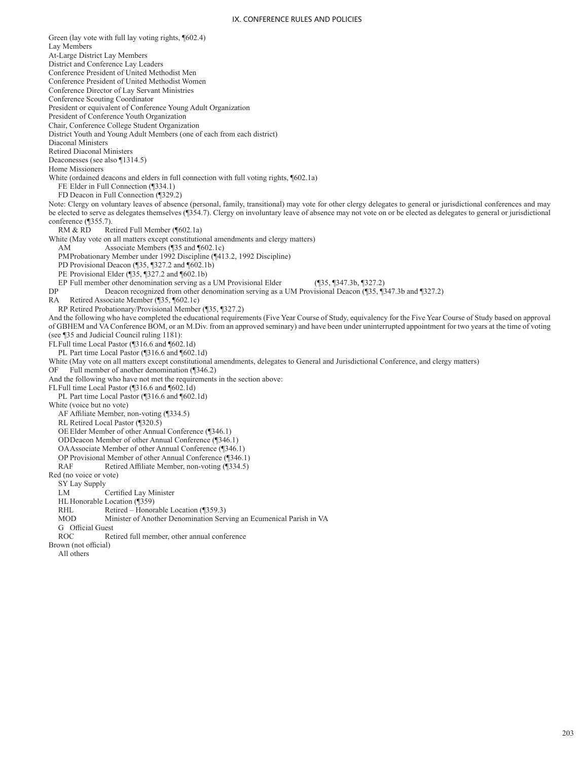Green (lay vote with full lay voting rights, ¶602.4)

Lay Members

At-Large District Lay Members

District and Conference Lay Leaders

Conference President of United Methodist Men

Conference President of United Methodist Women

Conference Director of Lay Servant Ministries

Conference Scouting Coordinator

President or equivalent of Conference Young Adult Organization

President of Conference Youth Organization

Chair, Conference College Student Organization

District Youth and Young Adult Members (one of each from each district)

Diaconal Ministers

Retired Diaconal Ministers

Deaconesses (see also ¶1314.5)

Home Missioners

White (ordained deacons and elders in full connection with full voting rights, ¶602.1a)

FE Elder in Full Connection (¶334.1)

FD Deacon in Full Connection (¶329.2)

Note: Clergy on voluntary leaves of absence (personal, family, transitional) may vote for other clergy delegates to general or jurisdictional conferences and may be elected to serve as delegates themselves (¶354.7). Clergy on involuntary leave of absence may not vote on or be elected as delegates to general or jurisdictional conference (¶355.7).

RM & RD Retired Full Member (¶602.1a)

White (May vote on all matters except constitutional amendments and clergy matters)

AM Associate Members (¶35 and ¶602.1c)

PM Probationary Member under 1992 Discipline (¶413.2, 1992 Discipline)

PD Provisional Deacon (¶35, ¶327.2 and ¶602.1b)

PE Provisional Elder (¶35, ¶327.2 and ¶602.1b)

EP Full member other denomination serving as a UM Provisional Elder (¶35, ¶347.3b, ¶327.2)

DP Deacon recognized from other denomination serving as a UM Provisional Deacon (¶35, ¶347.3b and ¶327.2)

RA Retired Associate Member (¶35, ¶602.1c)

RP Retired Probationary/Provisional Member (¶35, ¶327.2)

And the following who have completed the educational requirements (Five Year Course of Study, equivalency for the Five Year Course of Study based on approval of GBHEM and VA Conference BOM, or an M.Div. from an approved seminary) and have been under uninterrupted appointment for two years at the time of voting (see ¶35 and Judicial Council ruling 1181):

FL Full time Local Pastor (¶316.6 and ¶602.1d)

PL Part time Local Pastor (¶316.6 and ¶602.1d)

White (May vote on all matters except constitutional amendments, delegates to General and Jurisdictional Conference, and clergy matters)

OF Full member of another denomination (¶346.2)

And the following who have not met the requirements in the section above:

FL Full time Local Pastor (¶316.6 and ¶602.1d)

PL Part time Local Pastor (¶316.6 and ¶602.1d)

White (voice but no vote)

AF Affiliate Member, non-voting (¶334.5)

RL Retired Local Pastor (¶320.5)

OE Elder Member of other Annual Conference (¶346.1)

OD Deacon Member of other Annual Conference (¶346.1)

OA Associate Member of other Annual Conference (¶346.1)

OP Provisional Member of other Annual Conference (¶346.1)

RAF Retired Affiliate Member, non-voting (¶334.5)

Red (no voice or vote)

SY Lay Supply

LM Certified Lay Minister

HL Honorable Location (¶359)

RHL Retired – Honorable Location (¶359.3)

MOD Minister of Another Denomination Serving an Ecumenical Parish in VA

G Official Guest

ROC Retired full member, other annual conference

Brown (not official)

All others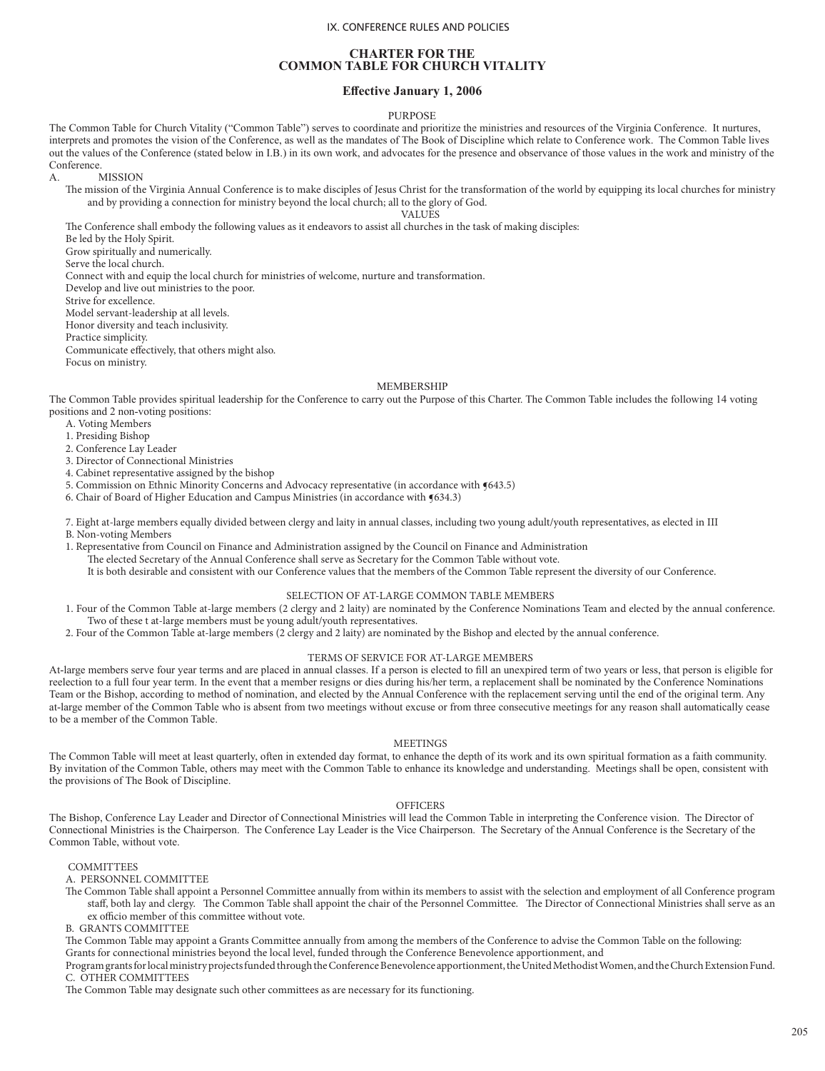# CHARTER FOR THE COMMON TABLE FOR CHURCH VITALITY

## Effective January 1, 2006

### PURPOSE

The Common Table for Church Vitality ("Common Table") serves to coordinate and prioritize the ministries and resources of the Virginia Conference. It nurtures, interprets and promotes the vision of the Conference, as well as the mandates of The Book of Discipline which relate to Conference work. The Common Table lives out the values of the Conference (stated below in I.B.) in its own work, and advocates for the presence and observance of those values in the work and ministry of the Conference.

A. MISSION

The mission of the Virginia Annual Conference is to make disciples of Jesus Christ for the transformation of the world by equipping its local churches for ministry and by providing a connection for ministry beyond the local church; all to the glory of God.

VALUES

The Conference shall embody the following values as it endeavors to assist all churches in the task of making disciples:

Be led by the Holy Spirit.
Grow spiritually and numerically.
Serve the local church.
Connect with and equip the local church for ministries of welcome, nurture and transformation.
Develop and live out ministries to the poor.
Strive for excellence.
Model servant-leadership at all levels.
Honor diversity and teach inclusivity.
Practice simplicity.
Communicate effectively, that others might also.
Focus on ministry.

### MEMBERSHIP

The Common Table provides spiritual leadership for the Conference to carry out the Purpose of this Charter. The Common Table includes the following 14 voting positions and 2 non-voting positions:

A. Voting Members

1. Presiding Bishop
2. Conference Lay Leader
3. Director of Connectional Ministries
4. Cabinet representative assigned by the bishop
5. Commission on Ethnic Minority Concerns and Advocacy representative (in accordance with ¶643.5)
6. Chair of Board of Higher Education and Campus Ministries (in accordance with ¶634.3)
7. Eight at-large members equally divided between clergy and laity in annual classes, including two young adult/youth representatives, as elected in III

B. Non-voting Members

1. Representative from Council on Finance and Administration assigned by the Council on Finance and Administration

The elected Secretary of the Annual Conference shall serve as Secretary for the Common Table without vote.

It is both desirable and consistent with our Conference values that the members of the Common Table represent the diversity of our Conference.

### SELECTION OF AT-LARGE COMMON TABLE MEMBERS

1. Four of the Common Table at-large members (2 clergy and 2 laity) are nominated by the Conference Nominations Team and elected by the annual conference. Two of these t at-large members must be young adult/youth representatives.
2. Four of the Common Table at-large members (2 clergy and 2 laity) are nominated by the Bishop and elected by the annual conference.

### TERMS OF SERVICE FOR AT-LARGE MEMBERS

At-large members serve four year terms and are placed in annual classes. If a person is elected to fill an unexpired term of two years or less, that person is eligible for reelection to a full four year term. In the event that a member resigns or dies during his/her term, a replacement shall be nominated by the Conference Nominations Team or the Bishop, according to method of nomination, and elected by the Annual Conference with the replacement serving until the end of the original term. Any at-large member of the Common Table who is absent from two meetings without excuse or from three consecutive meetings for any reason shall automatically cease to be a member of the Common Table.

### MEETINGS

The Common Table will meet at least quarterly, often in extended day format, to enhance the depth of its work and its own spiritual formation as a faith community. By invitation of the Common Table, others may meet with the Common Table to enhance its knowledge and understanding. Meetings shall be open, consistent with the provisions of The Book of Discipline.

### OFFICERS

The Bishop, Conference Lay Leader and Director of Connectional Ministries will lead the Common Table in interpreting the Conference vision. The Director of Connectional Ministries is the Chairperson. The Conference Lay Leader is the Vice Chairperson. The Secretary of the Annual Conference is the Secretary of the Common Table, without vote.

### COMMITTEES

A. PERSONNEL COMMITTEE

The Common Table shall appoint a Personnel Committee annually from within its members to assist with the selection and employment of all Conference program staff, both lay and clergy. The Common Table shall appoint the chair of the Personnel Committee. The Director of Connectional Ministries shall serve as an ex officio member of this committee without vote.

B. GRANTS COMMITTEE

The Common Table may appoint a Grants Committee annually from among the members of the Conference to advise the Common Table on the following:

Grants for connectional ministries beyond the local level, funded through the Conference Benevolence apportionment, and

Program grants for local ministry projects funded through the Conference Benevolence apportionment, the United Methodist Women, and the Church Extension Fund.

C. OTHER COMMITTEES

The Common Table may designate such other committees as are necessary for its functioning.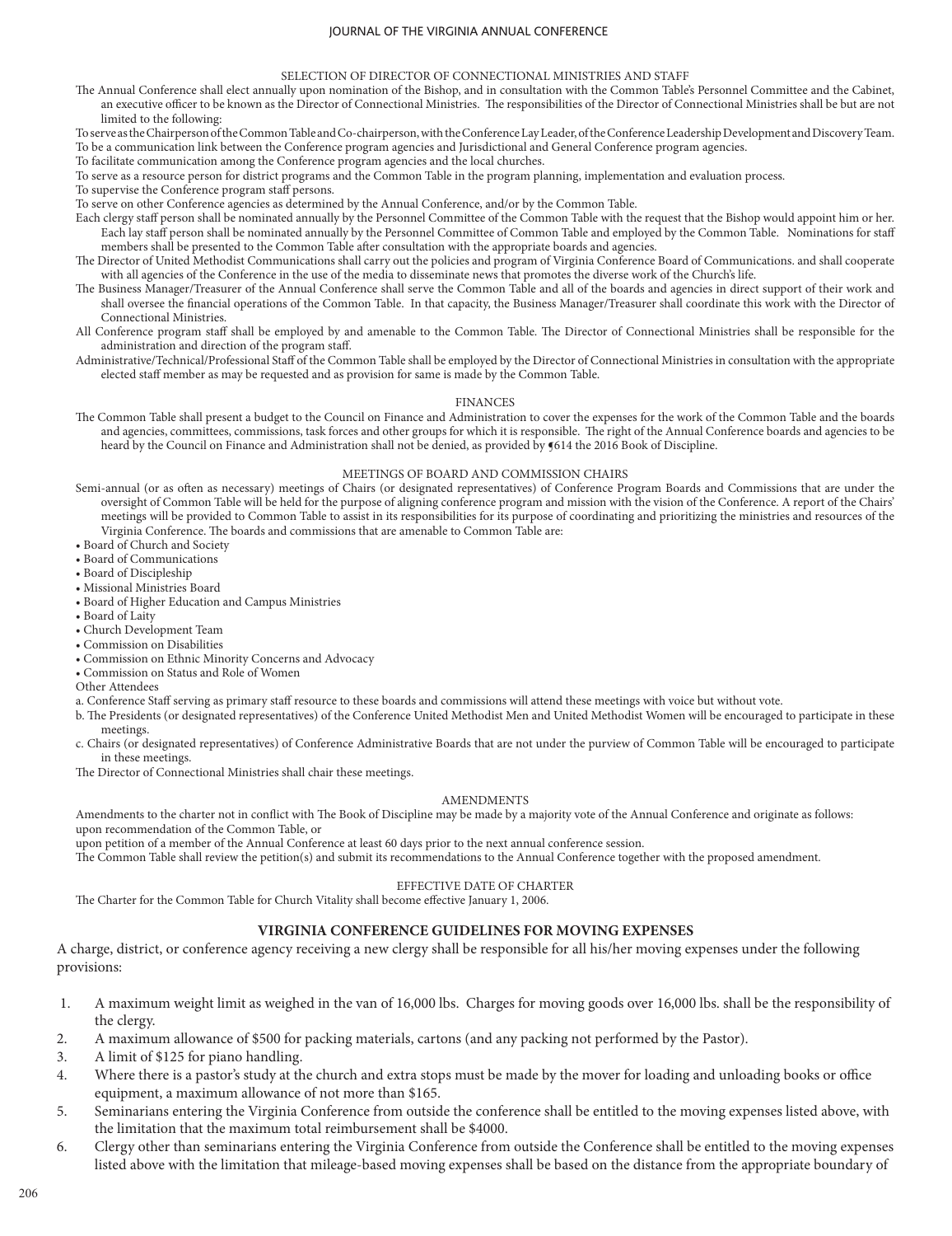SELECTION OF DIRECTOR OF CONNECTIONAL MINISTRIES AND STAFF

The Annual Conference shall elect annually upon nomination of the Bishop, and in consultation with the Common Table's Personnel Committee and the Cabinet, an executive officer to be known as the Director of Connectional Ministries. The responsibilities of the Director of Connectional Ministries shall be but are not limited to the following:

To serve as the Chairperson of the Common Table and Co-chairperson, with the Conference Lay Leader, of the Conference Leadership Development and Discovery Team.

To be a communication link between the Conference program agencies and Jurisdictional and General Conference program agencies.

To facilitate communication among the Conference program agencies and the local churches.

To serve as a resource person for district programs and the Common Table in the program planning, implementation and evaluation process.

To supervise the Conference program staff persons.

To serve on other Conference agencies as determined by the Annual Conference, and/or by the Common Table.

Each clergy staff person shall be nominated annually by the Personnel Committee of the Common Table with the request that the Bishop would appoint him or her. Each lay staff person shall be nominated annually by the Personnel Committee of Common Table and employed by the Common Table. Nominations for staff members shall be presented to the Common Table after consultation with the appropriate boards and agencies.

The Director of United Methodist Communications shall carry out the policies and program of Virginia Conference Board of Communications. and shall cooperate with all agencies of the Conference in the use of the media to disseminate news that promotes the diverse work of the Church's life.

The Business Manager/Treasurer of the Annual Conference shall serve the Common Table and all of the boards and agencies in direct support of their work and shall oversee the financial operations of the Common Table. In that capacity, the Business Manager/Treasurer shall coordinate this work with the Director of Connectional Ministries.

All Conference program staff shall be employed by and amenable to the Common Table. The Director of Connectional Ministries shall be responsible for the administration and direction of the program staff.

Administrative/Technical/Professional Staff of the Common Table shall be employed by the Director of Connectional Ministries in consultation with the appropriate elected staff member as may be requested and as provision for same is made by the Common Table.

FINANCES

The Common Table shall present a budget to the Council on Finance and Administration to cover the expenses for the work of the Common Table and the boards and agencies, committees, commissions, task forces and other groups for which it is responsible. The right of the Annual Conference boards and agencies to be heard by the Council on Finance and Administration shall not be denied, as provided by ¶614 the 2016 Book of Discipline.

MEETINGS OF BOARD AND COMMISSION CHAIRS

Semi-annual (or as often as necessary) meetings of Chairs (or designated representatives) of Conference Program Boards and Commissions that are under the oversight of Common Table will be held for the purpose of aligning conference program and mission with the vision of the Conference. A report of the Chairs' meetings will be provided to Common Table to assist in its responsibilities for its purpose of coordinating and prioritizing the ministries and resources of the Virginia Conference. The boards and commissions that are amenable to Common Table are:

- Board of Church and Society
- Board of Communications
- Board of Discipleship
- Missional Ministries Board
- Board of Higher Education and Campus Ministries
- Board of Laity
- Church Development Team
- Commission on Disabilities
- Commission on Ethnic Minority Concerns and Advocacy
- Commission on Status and Role of Women

Other Attendees

a. Conference Staff serving as primary staff resource to these boards and commissions will attend these meetings with voice but without vote.

b. The Presidents (or designated representatives) of the Conference United Methodist Men and United Methodist Women will be encouraged to participate in these meetings.

c. Chairs (or designated representatives) of Conference Administrative Boards that are not under the purview of Common Table will be encouraged to participate in these meetings.

The Director of Connectional Ministries shall chair these meetings.

AMENDMENTS

Amendments to the charter not in conflict with The Book of Discipline may be made by a majority vote of the Annual Conference and originate as follows:

upon recommendation of the Common Table, or

upon petition of a member of the Annual Conference at least 60 days prior to the next annual conference session.

The Common Table shall review the petition(s) and submit its recommendations to the Annual Conference together with the proposed amendment.

EFFECTIVE DATE OF CHARTER

The Charter for the Common Table for Church Vitality shall become effective January 1, 2006.

## VIRGINIA CONFERENCE GUIDELINES FOR MOVING EXPENSES

A charge, district, or conference agency receiving a new clergy shall be responsible for all his/her moving expenses under the following provisions:

1. A maximum weight limit as weighed in the van of 16,000 lbs. Charges for moving goods over 16,000 lbs. shall be the responsibility of the clergy.
2. A maximum allowance of $500 for packing materials, cartons (and any packing not performed by the Pastor).
3. A limit of $125 for piano handling.
4. Where there is a pastor's study at the church and extra stops must be made by the mover for loading and unloading books or office equipment, a maximum allowance of not more than $165.
5. Seminarians entering the Virginia Conference from outside the conference shall be entitled to the moving expenses listed above, with the limitation that the maximum total reimbursement shall be $4000.
6. Clergy other than seminarians entering the Virginia Conference from outside the Conference shall be entitled to the moving expenses listed above with the limitation that mileage-based moving expenses shall be based on the distance from the appropriate boundary of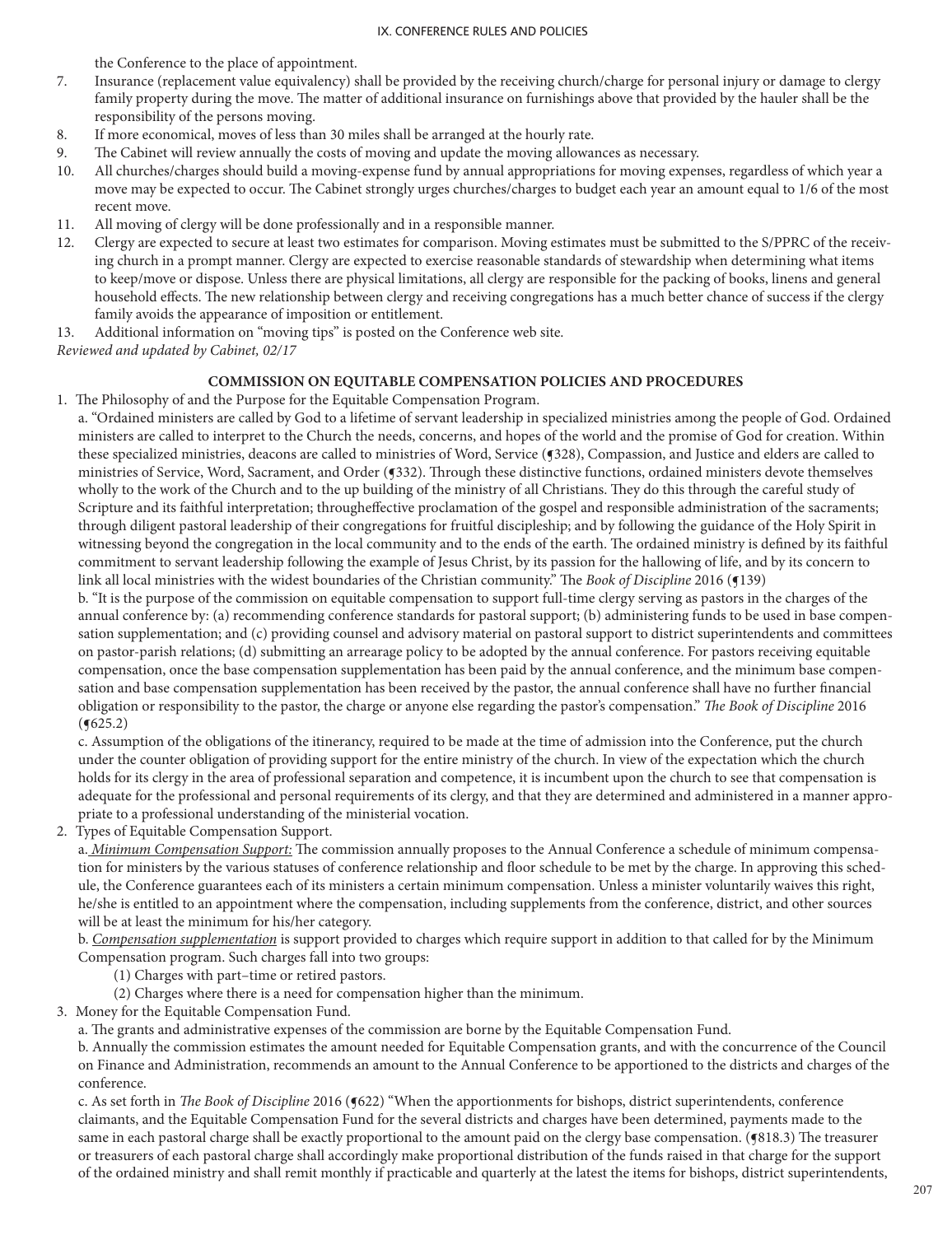the Conference to the place of appointment.

7. Insurance (replacement value equivalency) shall be provided by the receiving church/charge for personal injury or damage to clergy family property during the move. The matter of additional insurance on furnishings above that provided by the hauler shall be the responsibility of the persons moving.
8. If more economical, moves of less than 30 miles shall be arranged at the hourly rate.
9. The Cabinet will review annually the costs of moving and update the moving allowances as necessary.
10. All churches/charges should build a moving-expense fund by annual appropriations for moving expenses, regardless of which year a move may be expected to occur. The Cabinet strongly urges churches/charges to budget each year an amount equal to 1/6 of the most recent move.
11. All moving of clergy will be done professionally and in a responsible manner.
12. Clergy are expected to secure at least two estimates for comparison. Moving estimates must be submitted to the S/PPRC of the receiving church in a prompt manner. Clergy are expected to exercise reasonable standards of stewardship when determining what items to keep/move or dispose. Unless there are physical limitations, all clergy are responsible for the packing of books, linens and general household effects. The new relationship between clergy and receiving congregations has a much better chance of success if the clergy family avoids the appearance of imposition or entitlement.
13. Additional information on "moving tips" is posted on the Conference web site.

*Reviewed and updated by Cabinet, 02/17*

## COMMISSION ON EQUITABLE COMPENSATION POLICIES AND PROCEDURES

1. The Philosophy of and the Purpose for the Equitable Compensation Program.

   a. "Ordained ministers are called by God to a lifetime of servant leadership in specialized ministries among the people of God. Ordained ministers are called to interpret to the Church the needs, concerns, and hopes of the world and the promise of God for creation. Within these specialized ministries, deacons are called to ministries of Word, Service (¶328), Compassion, and Justice and elders are called to ministries of Service, Word, Sacrament, and Order (¶332). Through these distinctive functions, ordained ministers devote themselves wholly to the work of the Church and to the up building of the ministry of all Christians. They do this through the careful study of Scripture and its faithful interpretation; througheffective proclamation of the gospel and responsible administration of the sacraments; through diligent pastoral leadership of their congregations for fruitful discipleship; and by following the guidance of the Holy Spirit in witnessing beyond the congregation in the local community and to the ends of the earth. The ordained ministry is defined by its faithful commitment to servant leadership following the example of Jesus Christ, by its passion for the hallowing of life, and by its concern to link all local ministries with the widest boundaries of the Christian community." The *Book of Discipline* 2016 (¶139)

   b. "It is the purpose of the commission on equitable compensation to support full-time clergy serving as pastors in the charges of the annual conference by: (a) recommending conference standards for pastoral support; (b) administering funds to be used in base compensation supplementation; and (c) providing counsel and advisory material on pastoral support to district superintendents and committees on pastor-parish relations; (d) submitting an arrearage policy to be adopted by the annual conference. For pastors receiving equitable compensation, once the base compensation supplementation has been paid by the annual conference, and the minimum base compensation and base compensation supplementation has been received by the pastor, the annual conference shall have no further financial obligation or responsibility to the pastor, the charge or anyone else regarding the pastor's compensation." *The Book of Discipline* 2016 (¶625.2)

   c. Assumption of the obligations of the itinerancy, required to be made at the time of admission into the Conference, put the church under the counter obligation of providing support for the entire ministry of the church. In view of the expectation which the church holds for its clergy in the area of professional separation and competence, it is incumbent upon the church to see that compensation is adequate for the professional and personal requirements of its clergy, and that they are determined and administered in a manner appropriate to a professional understanding of the ministerial vocation.

2. Types of Equitable Compensation Support.

   a. ***Minimum Compensation Support:*** The commission annually proposes to the Annual Conference a schedule of minimum compensation for ministers by the various statuses of conference relationship and floor schedule to be met by the charge. In approving this schedule, the Conference guarantees each of its ministers a certain minimum compensation. Unless a minister voluntarily waives this right, he/she is entitled to an appointment where the compensation, including supplements from the conference, district, and other sources will be at least the minimum for his/her category.

   b. ***Compensation supplementation*** is support provided to charges which require support in addition to that called for by the Minimum Compensation program. Such charges fall into two groups:

      (1) Charges with part–time or retired pastors.

      (2) Charges where there is a need for compensation higher than the minimum.

3. Money for the Equitable Compensation Fund.

   a. The grants and administrative expenses of the commission are borne by the Equitable Compensation Fund.

   b. Annually the commission estimates the amount needed for Equitable Compensation grants, and with the concurrence of the Council on Finance and Administration, recommends an amount to the Annual Conference to be apportioned to the districts and charges of the conference.

   c. As set forth in *The Book of Discipline* 2016 (¶622) "When the apportionments for bishops, district superintendents, conference claimants, and the Equitable Compensation Fund for the several districts and charges have been determined, payments made to the same in each pastoral charge shall be exactly proportional to the amount paid on the clergy base compensation. (¶818.3) The treasurer or treasurers of each pastoral charge shall accordingly make proportional distribution of the funds raised in that charge for the support of the ordained ministry and shall remit monthly if practicable and quarterly at the latest the items for bishops, district superintendents,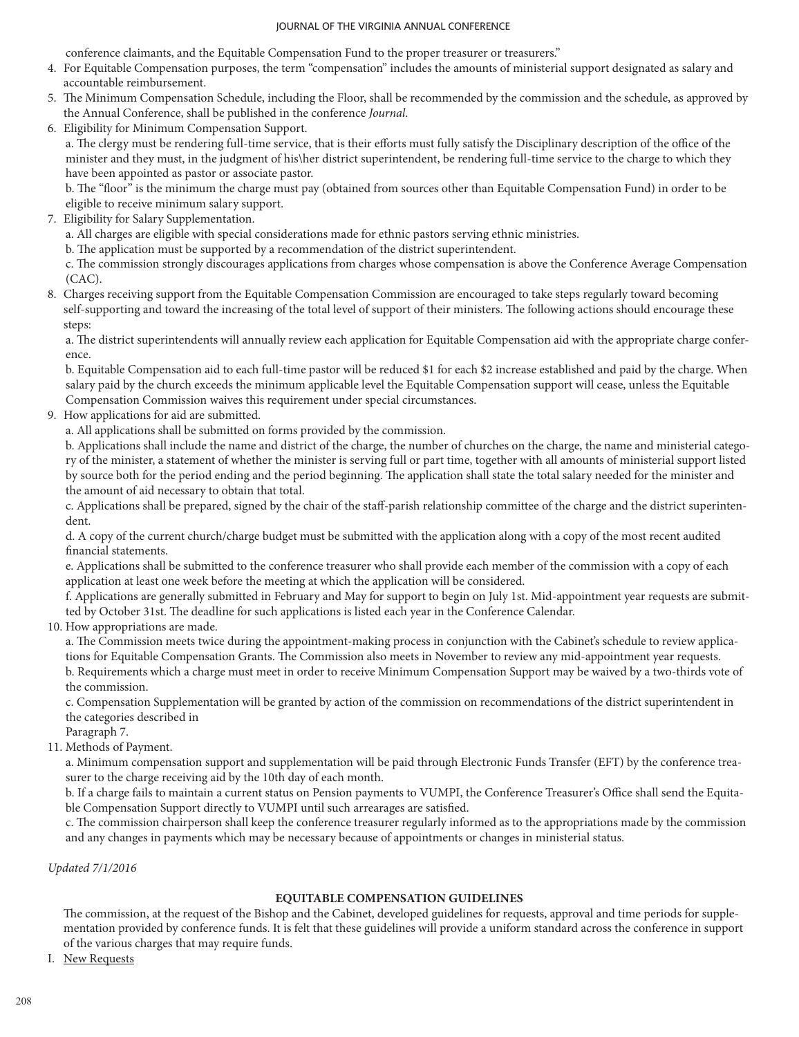conference claimants, and the Equitable Compensation Fund to the proper treasurer or treasurers."

4. For Equitable Compensation purposes, the term "compensation" includes the amounts of ministerial support designated as salary and accountable reimbursement.
5. The Minimum Compensation Schedule, including the Floor, shall be recommended by the commission and the schedule, as approved by the Annual Conference, shall be published in the conference *Journal*.
6. Eligibility for Minimum Compensation Support.

   a. The clergy must be rendering full-time service, that is their efforts must fully satisfy the Disciplinary description of the office of the minister and they must, in the judgment of his\her district superintendent, be rendering full-time service to the charge to which they have been appointed as pastor or associate pastor.

   b. The "floor" is the minimum the charge must pay (obtained from sources other than Equitable Compensation Fund) in order to be eligible to receive minimum salary support.
7. Eligibility for Salary Supplementation.

   a. All charges are eligible with special considerations made for ethnic pastors serving ethnic ministries.

   b. The application must be supported by a recommendation of the district superintendent.

   c. The commission strongly discourages applications from charges whose compensation is above the Conference Average Compensation (CAC).
8. Charges receiving support from the Equitable Compensation Commission are encouraged to take steps regularly toward becoming self-supporting and toward the increasing of the total level of support of their ministers. The following actions should encourage these steps:

   a. The district superintendents will annually review each application for Equitable Compensation aid with the appropriate charge conference.

   b. Equitable Compensation aid to each full-time pastor will be reduced $1 for each $2 increase established and paid by the charge. When salary paid by the church exceeds the minimum applicable level the Equitable Compensation support will cease, unless the Equitable Compensation Commission waives this requirement under special circumstances.
9. How applications for aid are submitted.

   a. All applications shall be submitted on forms provided by the commission.

   b. Applications shall include the name and district of the charge, the number of churches on the charge, the name and ministerial category of the minister, a statement of whether the minister is serving full or part time, together with all amounts of ministerial support listed by source both for the period ending and the period beginning. The application shall state the total salary needed for the minister and the amount of aid necessary to obtain that total.

   c. Applications shall be prepared, signed by the chair of the staff-parish relationship committee of the charge and the district superintendent.

   d. A copy of the current church/charge budget must be submitted with the application along with a copy of the most recent audited financial statements.

   e. Applications shall be submitted to the conference treasurer who shall provide each member of the commission with a copy of each application at least one week before the meeting at which the application will be considered.

   f. Applications are generally submitted in February and May for support to begin on July 1st. Mid-appointment year requests are submitted by October 31st. The deadline for such applications is listed each year in the Conference Calendar.
10. How appropriations are made.

    a. The Commission meets twice during the appointment-making process in conjunction with the Cabinet's schedule to review applications for Equitable Compensation Grants. The Commission also meets in November to review any mid-appointment year requests.

    b. Requirements which a charge must meet in order to receive Minimum Compensation Support may be waived by a two-thirds vote of the commission.

    c. Compensation Supplementation will be granted by action of the commission on recommendations of the district superintendent in the categories described in
    Paragraph 7.
11. Methods of Payment.

    a. Minimum compensation support and supplementation will be paid through Electronic Funds Transfer (EFT) by the conference treasurer to the charge receiving aid by the 10th day of each month.

    b. If a charge fails to maintain a current status on Pension payments to VUMPI, the Conference Treasurer's Office shall send the Equitable Compensation Support directly to VUMPI until such arrearages are satisfied.

    c. The commission chairperson shall keep the conference treasurer regularly informed as to the appropriations made by the commission and any changes in payments which may be necessary because of appointments or changes in ministerial status.

*Updated 7/1/2016*

**EQUITABLE COMPENSATION GUIDELINES**

The commission, at the request of the Bishop and the Cabinet, developed guidelines for requests, approval and time periods for supplementation provided by conference funds. It is felt that these guidelines will provide a uniform standard across the conference in support of the various charges that may require funds.

I. New Requests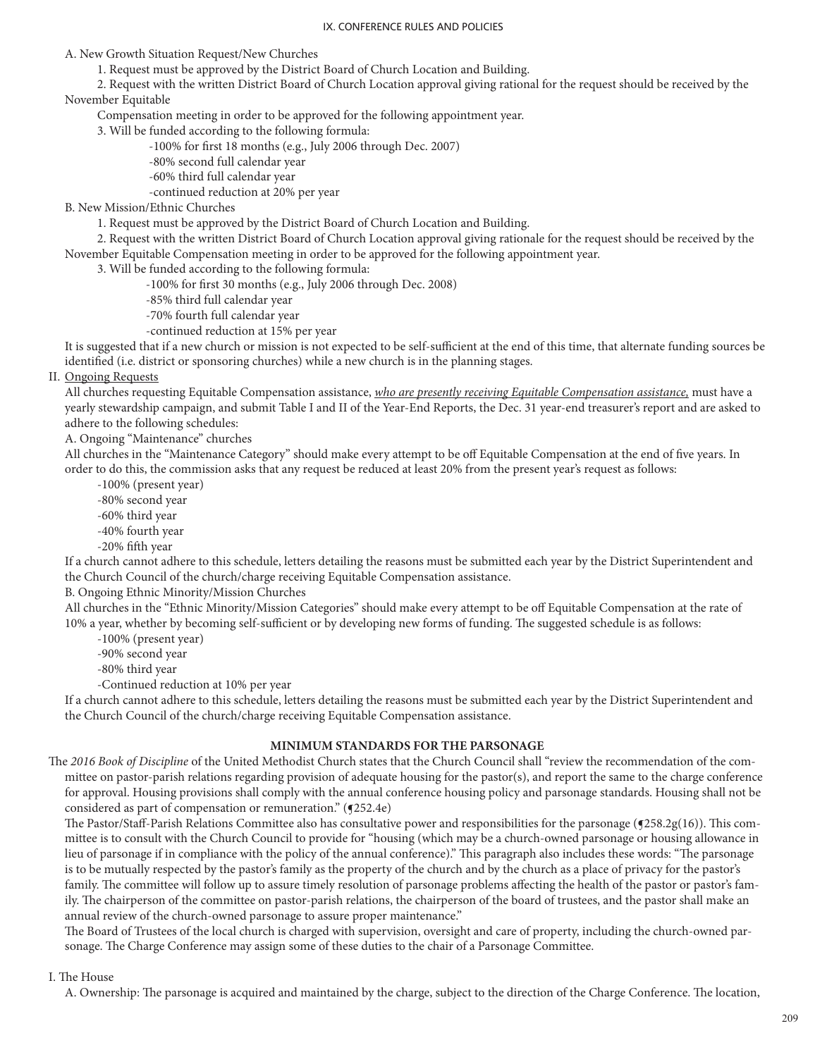A. New Growth Situation Request/New Churches

1. Request must be approved by the District Board of Church Location and Building.

2. Request with the written District Board of Church Location approval giving rational for the request should be received by the November Equitable Compensation meeting in order to be approved for the following appointment year.

3. Will be funded according to the following formula:

-100% for first 18 months (e.g., July 2006 through Dec. 2007)

-80% second full calendar year

-60% third full calendar year

-continued reduction at 20% per year

B. New Mission/Ethnic Churches

1. Request must be approved by the District Board of Church Location and Building.

2. Request with the written District Board of Church Location approval giving rationale for the request should be received by the November Equitable Compensation meeting in order to be approved for the following appointment year.

3. Will be funded according to the following formula:

-100% for first 30 months (e.g., July 2006 through Dec. 2008)

-85% third full calendar year

-70% fourth full calendar year

-continued reduction at 15% per year

It is suggested that if a new church or mission is not expected to be self-sufficient at the end of this time, that alternate funding sources be identified (i.e. district or sponsoring churches) while a new church is in the planning stages.

II. Ongoing Requests

All churches requesting Equitable Compensation assistance, *who are presently receiving Equitable Compensation assistance,* must have a yearly stewardship campaign, and submit Table I and II of the Year-End Reports, the Dec. 31 year-end treasurer's report and are asked to adhere to the following schedules:

A. Ongoing "Maintenance" churches

All churches in the "Maintenance Category" should make every attempt to be off Equitable Compensation at the end of five years. In order to do this, the commission asks that any request be reduced at least 20% from the present year's request as follows:

-100% (present year)

-80% second year

-60% third year

-40% fourth year

-20% fifth year

If a church cannot adhere to this schedule, letters detailing the reasons must be submitted each year by the District Superintendent and the Church Council of the church/charge receiving Equitable Compensation assistance.

B. Ongoing Ethnic Minority/Mission Churches

All churches in the "Ethnic Minority/Mission Categories" should make every attempt to be off Equitable Compensation at the rate of 10% a year, whether by becoming self-sufficient or by developing new forms of funding. The suggested schedule is as follows:

-100% (present year)

-90% second year

-80% third year

-Continued reduction at 10% per year

If a church cannot adhere to this schedule, letters detailing the reasons must be submitted each year by the District Superintendent and the Church Council of the church/charge receiving Equitable Compensation assistance.

## MINIMUM STANDARDS FOR THE PARSONAGE

The *2016 Book of Discipline* of the United Methodist Church states that the Church Council shall "review the recommendation of the committee on pastor-parish relations regarding provision of adequate housing for the pastor(s), and report the same to the charge conference for approval. Housing provisions shall comply with the annual conference housing policy and parsonage standards. Housing shall not be considered as part of compensation or remuneration." (¶252.4e)

The Pastor/Staff-Parish Relations Committee also has consultative power and responsibilities for the parsonage (¶258.2g(16)). This committee is to consult with the Church Council to provide for "housing (which may be a church-owned parsonage or housing allowance in lieu of parsonage if in compliance with the policy of the annual conference)." This paragraph also includes these words: "The parsonage is to be mutually respected by the pastor's family as the property of the church and by the church as a place of privacy for the pastor's family. The committee will follow up to assure timely resolution of parsonage problems affecting the health of the pastor or pastor's family. The chairperson of the committee on pastor-parish relations, the chairperson of the board of trustees, and the pastor shall make an annual review of the church-owned parsonage to assure proper maintenance."

The Board of Trustees of the local church is charged with supervision, oversight and care of property, including the church-owned parsonage. The Charge Conference may assign some of these duties to the chair of a Parsonage Committee.

I. The House

A. Ownership: The parsonage is acquired and maintained by the charge, subject to the direction of the Charge Conference. The location,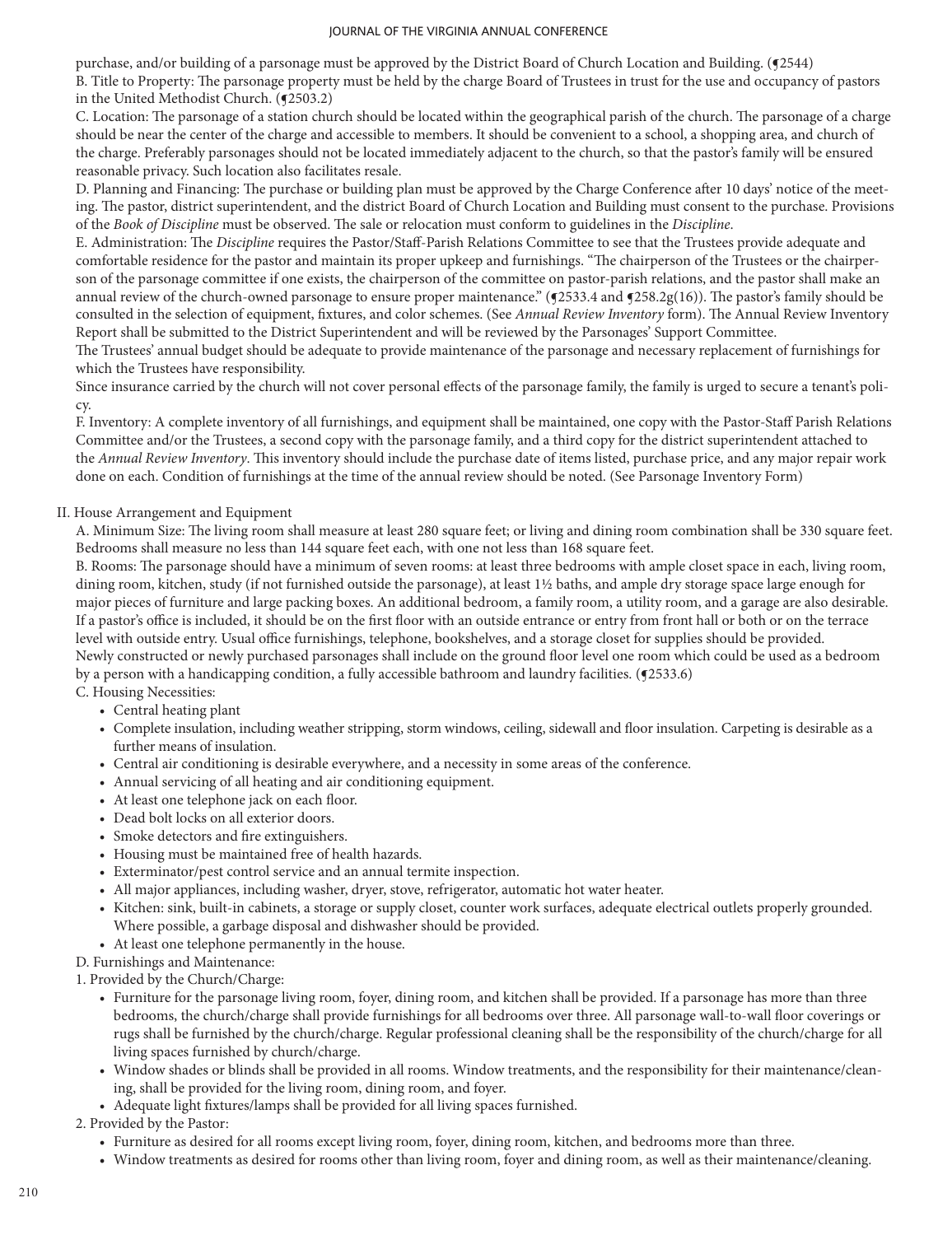purchase, and/or building of a parsonage must be approved by the District Board of Church Location and Building. (¶2544)

B. Title to Property: The parsonage property must be held by the charge Board of Trustees in trust for the use and occupancy of pastors in the United Methodist Church. (¶2503.2)

C. Location: The parsonage of a station church should be located within the geographical parish of the church. The parsonage of a charge should be near the center of the charge and accessible to members. It should be convenient to a school, a shopping area, and church of the charge. Preferably parsonages should not be located immediately adjacent to the church, so that the pastor's family will be ensured reasonable privacy. Such location also facilitates resale.

D. Planning and Financing: The purchase or building plan must be approved by the Charge Conference after 10 days' notice of the meeting. The pastor, district superintendent, and the district Board of Church Location and Building must consent to the purchase. Provisions of the *Book of Discipline* must be observed. The sale or relocation must conform to guidelines in the *Discipline*.

E. Administration: The *Discipline* requires the Pastor/Staff-Parish Relations Committee to see that the Trustees provide adequate and comfortable residence for the pastor and maintain its proper upkeep and furnishings. "The chairperson of the Trustees or the chairperson of the parsonage committee if one exists, the chairperson of the committee on pastor-parish relations, and the pastor shall make an annual review of the church-owned parsonage to ensure proper maintenance." (¶2533.4 and ¶258.2g(16)). The pastor's family should be consulted in the selection of equipment, fixtures, and color schemes. (See *Annual Review Inventory* form). The Annual Review Inventory Report shall be submitted to the District Superintendent and will be reviewed by the Parsonages' Support Committee.

The Trustees' annual budget should be adequate to provide maintenance of the parsonage and necessary replacement of furnishings for which the Trustees have responsibility.

Since insurance carried by the church will not cover personal effects of the parsonage family, the family is urged to secure a tenant's policy.

F. Inventory: A complete inventory of all furnishings, and equipment shall be maintained, one copy with the Pastor-Staff Parish Relations Committee and/or the Trustees, a second copy with the parsonage family, and a third copy for the district superintendent attached to the *Annual Review Inventory*. This inventory should include the purchase date of items listed, purchase price, and any major repair work done on each. Condition of furnishings at the time of the annual review should be noted. (See Parsonage Inventory Form)

II. House Arrangement and Equipment

A. Minimum Size: The living room shall measure at least 280 square feet; or living and dining room combination shall be 330 square feet. Bedrooms shall measure no less than 144 square feet each, with one not less than 168 square feet.

B. Rooms: The parsonage should have a minimum of seven rooms: at least three bedrooms with ample closet space in each, living room, dining room, kitchen, study (if not furnished outside the parsonage), at least 1½ baths, and ample dry storage space large enough for major pieces of furniture and large packing boxes. An additional bedroom, a family room, a utility room, and a garage are also desirable. If a pastor's office is included, it should be on the first floor with an outside entrance or entry from front hall or both or on the terrace level with outside entry. Usual office furnishings, telephone, bookshelves, and a storage closet for supplies should be provided.

Newly constructed or newly purchased parsonages shall include on the ground floor level one room which could be used as a bedroom by a person with a handicapping condition, a fully accessible bathroom and laundry facilities. (¶2533.6)

C. Housing Necessities:

- Central heating plant
- Complete insulation, including weather stripping, storm windows, ceiling, sidewall and floor insulation. Carpeting is desirable as a further means of insulation.
- Central air conditioning is desirable everywhere, and a necessity in some areas of the conference.
- Annual servicing of all heating and air conditioning equipment.
- At least one telephone jack on each floor.
- Dead bolt locks on all exterior doors.
- Smoke detectors and fire extinguishers.
- Housing must be maintained free of health hazards.
- Exterminator/pest control service and an annual termite inspection.
- All major appliances, including washer, dryer, stove, refrigerator, automatic hot water heater.
- Kitchen: sink, built-in cabinets, a storage or supply closet, counter work surfaces, adequate electrical outlets properly grounded. Where possible, a garbage disposal and dishwasher should be provided.
- At least one telephone permanently in the house.

D. Furnishings and Maintenance:

1. Provided by the Church/Charge:

- Furniture for the parsonage living room, foyer, dining room, and kitchen shall be provided. If a parsonage has more than three bedrooms, the church/charge shall provide furnishings for all bedrooms over three. All parsonage wall-to-wall floor coverings or rugs shall be furnished by the church/charge. Regular professional cleaning shall be the responsibility of the church/charge for all living spaces furnished by church/charge.
- Window shades or blinds shall be provided in all rooms. Window treatments, and the responsibility for their maintenance/cleaning, shall be provided for the living room, dining room, and foyer.
- Adequate light fixtures/lamps shall be provided for all living spaces furnished.

2. Provided by the Pastor:

- Furniture as desired for all rooms except living room, foyer, dining room, kitchen, and bedrooms more than three.
- Window treatments as desired for rooms other than living room, foyer and dining room, as well as their maintenance/cleaning.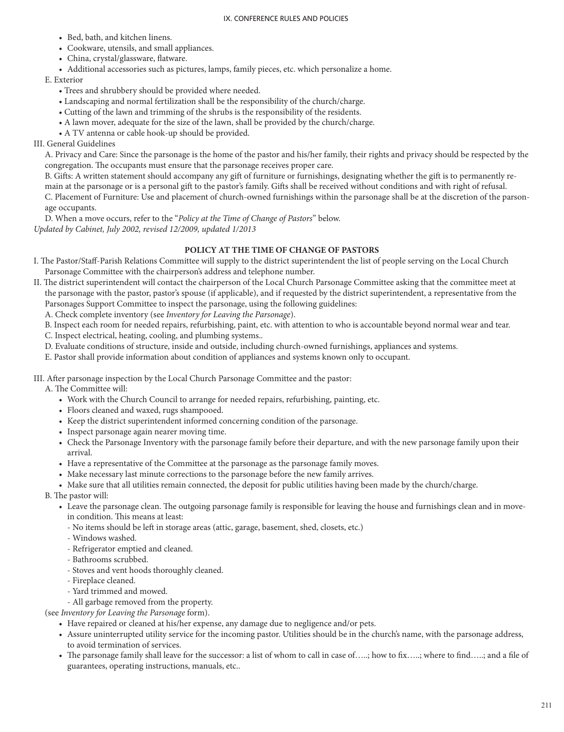- Bed, bath, and kitchen linens.
- Cookware, utensils, and small appliances.
- China, crystal/glassware, flatware.
- Additional accessories such as pictures, lamps, family pieces, etc. which personalize a home.

E. Exterior

- Trees and shrubbery should be provided where needed.
- Landscaping and normal fertilization shall be the responsibility of the church/charge.
- Cutting of the lawn and trimming of the shrubs is the responsibility of the residents.
- A lawn mover, adequate for the size of the lawn, shall be provided by the church/charge.
- A TV antenna or cable hook-up should be provided.

III. General Guidelines

A. Privacy and Care: Since the parsonage is the home of the pastor and his/her family, their rights and privacy should be respected by the congregation. The occupants must ensure that the parsonage receives proper care.

B. Gifts: A written statement should accompany any gift of furniture or furnishings, designating whether the gift is to permanently remain at the parsonage or is a personal gift to the pastor's family. Gifts shall be received without conditions and with right of refusal.

C. Placement of Furniture: Use and placement of church-owned furnishings within the parsonage shall be at the discretion of the parsonage occupants.

D. When a move occurs, refer to the "*Policy at the Time of Change of Pastors*" below.

*Updated by Cabinet, July 2002, revised 12/2009, updated 1/2013*

## POLICY AT THE TIME OF CHANGE OF PASTORS

I. The Pastor/Staff-Parish Relations Committee will supply to the district superintendent the list of people serving on the Local Church Parsonage Committee with the chairperson's address and telephone number.

II. The district superintendent will contact the chairperson of the Local Church Parsonage Committee asking that the committee meet at the parsonage with the pastor, pastor's spouse (if applicable), and if requested by the district superintendent, a representative from the Parsonages Support Committee to inspect the parsonage, using the following guidelines:

A. Check complete inventory (see *Inventory for Leaving the Parsonage*).

B. Inspect each room for needed repairs, refurbishing, paint, etc. with attention to who is accountable beyond normal wear and tear.

C. Inspect electrical, heating, cooling, and plumbing systems..

D. Evaluate conditions of structure, inside and outside, including church-owned furnishings, appliances and systems.

E. Pastor shall provide information about condition of appliances and systems known only to occupant.

III. After parsonage inspection by the Local Church Parsonage Committee and the pastor:

A. The Committee will:

- Work with the Church Council to arrange for needed repairs, refurbishing, painting, etc.
- Floors cleaned and waxed, rugs shampooed.
- Keep the district superintendent informed concerning condition of the parsonage.
- Inspect parsonage again nearer moving time.
- Check the Parsonage Inventory with the parsonage family before their departure, and with the new parsonage family upon their arrival.
- Have a representative of the Committee at the parsonage as the parsonage family moves.
- Make necessary last minute corrections to the parsonage before the new family arrives.
- Make sure that all utilities remain connected, the deposit for public utilities having been made by the church/charge.

B. The pastor will:

- Leave the parsonage clean. The outgoing parsonage family is responsible for leaving the house and furnishings clean and in move-in condition. This means at least:
  - No items should be left in storage areas (attic, garage, basement, shed, closets, etc.)
  - Windows washed.
  - Refrigerator emptied and cleaned.
  - Bathrooms scrubbed.
  - Stoves and vent hoods thoroughly cleaned.
  - Fireplace cleaned.
  - Yard trimmed and mowed.
  - All garbage removed from the property.

(see *Inventory for Leaving the Parsonage* form).

- Have repaired or cleaned at his/her expense, any damage due to negligence and/or pets.
- Assure uninterrupted utility service for the incoming pastor. Utilities should be in the church's name, with the parsonage address, to avoid termination of services.
- The parsonage family shall leave for the successor: a list of whom to call in case of…..; how to fix…..; where to find…..; and a file of guarantees, operating instructions, manuals, etc..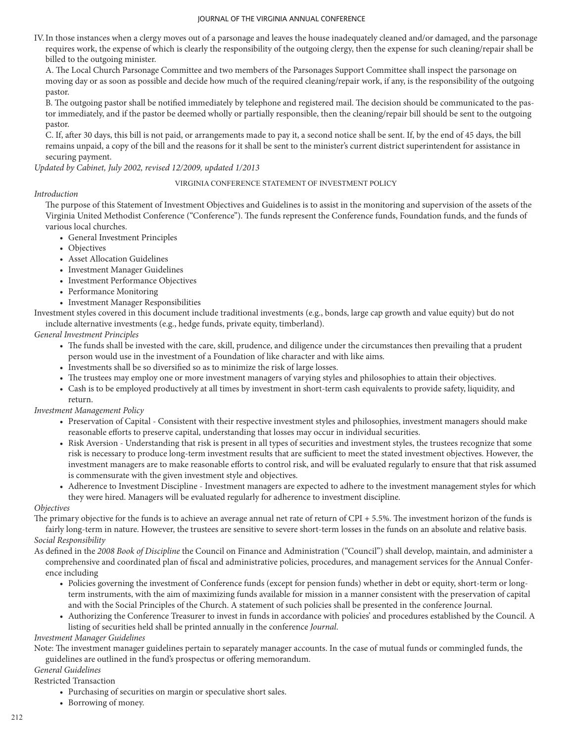IV. In those instances when a clergy moves out of a parsonage and leaves the house inadequately cleaned and/or damaged, and the parsonage requires work, the expense of which is clearly the responsibility of the outgoing clergy, then the expense for such cleaning/repair shall be billed to the outgoing minister.

A. The Local Church Parsonage Committee and two members of the Parsonages Support Committee shall inspect the parsonage on moving day or as soon as possible and decide how much of the required cleaning/repair work, if any, is the responsibility of the outgoing pastor.

B. The outgoing pastor shall be notified immediately by telephone and registered mail. The decision should be communicated to the pastor immediately, and if the pastor be deemed wholly or partially responsible, then the cleaning/repair bill should be sent to the outgoing pastor.

C. If, after 30 days, this bill is not paid, or arrangements made to pay it, a second notice shall be sent. If, by the end of 45 days, the bill remains unpaid, a copy of the bill and the reasons for it shall be sent to the minister's current district superintendent for assistance in securing payment.

*Updated by Cabinet, July 2002, revised 12/2009, updated 1/2013*

## VIRGINIA CONFERENCE STATEMENT OF INVESTMENT POLICY

*Introduction*

The purpose of this Statement of Investment Objectives and Guidelines is to assist in the monitoring and supervision of the assets of the Virginia United Methodist Conference ("Conference"). The funds represent the Conference funds, Foundation funds, and the funds of various local churches.

- General Investment Principles
- Objectives
- Asset Allocation Guidelines
- Investment Manager Guidelines
- Investment Performance Objectives
- Performance Monitoring
- Investment Manager Responsibilities

Investment styles covered in this document include traditional investments (e.g., bonds, large cap growth and value equity) but do not include alternative investments (e.g., hedge funds, private equity, timberland).

*General Investment Principles*

- The funds shall be invested with the care, skill, prudence, and diligence under the circumstances then prevailing that a prudent person would use in the investment of a Foundation of like character and with like aims.
- Investments shall be so diversified so as to minimize the risk of large losses.
- The trustees may employ one or more investment managers of varying styles and philosophies to attain their objectives.
- Cash is to be employed productively at all times by investment in short-term cash equivalents to provide safety, liquidity, and return.

*Investment Management Policy*

- Preservation of Capital - Consistent with their respective investment styles and philosophies, investment managers should make reasonable efforts to preserve capital, understanding that losses may occur in individual securities.
- Risk Aversion - Understanding that risk is present in all types of securities and investment styles, the trustees recognize that some risk is necessary to produce long-term investment results that are sufficient to meet the stated investment objectives. However, the investment managers are to make reasonable efforts to control risk, and will be evaluated regularly to ensure that that risk assumed is commensurate with the given investment style and objectives.
- Adherence to Investment Discipline - Investment managers are expected to adhere to the investment management styles for which they were hired. Managers will be evaluated regularly for adherence to investment discipline.

*Objectives*

The primary objective for the funds is to achieve an average annual net rate of return of CPI + 5.5%. The investment horizon of the funds is fairly long-term in nature. However, the trustees are sensitive to severe short-term losses in the funds on an absolute and relative basis.

*Social Responsibility*

As defined in the *2008 Book of Discipline* the Council on Finance and Administration ("Council") shall develop, maintain, and administer a comprehensive and coordinated plan of fiscal and administrative policies, procedures, and management services for the Annual Conference including

- Policies governing the investment of Conference funds (except for pension funds) whether in debt or equity, short-term or long-term instruments, with the aim of maximizing funds available for mission in a manner consistent with the preservation of capital and with the Social Principles of the Church. A statement of such policies shall be presented in the conference Journal.
- Authorizing the Conference Treasurer to invest in funds in accordance with policies' and procedures established by the Council. A listing of securities held shall be printed annually in the conference *Journal*.

*Investment Manager Guidelines*

Note: The investment manager guidelines pertain to separately manager accounts. In the case of mutual funds or commingled funds, the guidelines are outlined in the fund's prospectus or offering memorandum.

*General Guidelines*

Restricted Transaction

- Purchasing of securities on margin or speculative short sales.
- Borrowing of money.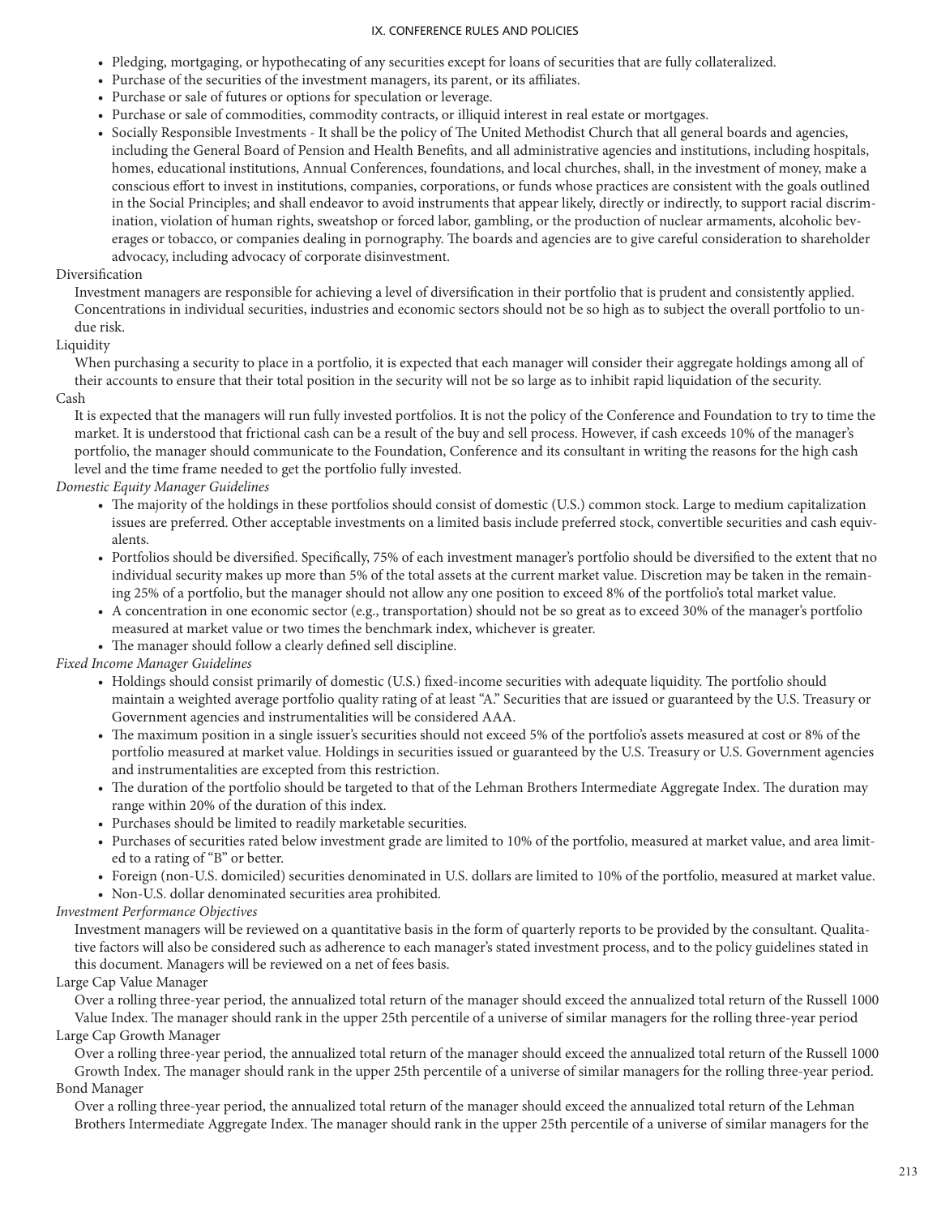- Pledging, mortgaging, or hypothecating of any securities except for loans of securities that are fully collateralized.
- Purchase of the securities of the investment managers, its parent, or its affiliates.
- Purchase or sale of futures or options for speculation or leverage.
- Purchase or sale of commodities, commodity contracts, or illiquid interest in real estate or mortgages.
- Socially Responsible Investments - It shall be the policy of The United Methodist Church that all general boards and agencies, including the General Board of Pension and Health Benefits, and all administrative agencies and institutions, including hospitals, homes, educational institutions, Annual Conferences, foundations, and local churches, shall, in the investment of money, make a conscious effort to invest in institutions, companies, corporations, or funds whose practices are consistent with the goals outlined in the Social Principles; and shall endeavor to avoid instruments that appear likely, directly or indirectly, to support racial discrimination, violation of human rights, sweatshop or forced labor, gambling, or the production of nuclear armaments, alcoholic beverages or tobacco, or companies dealing in pornography. The boards and agencies are to give careful consideration to shareholder advocacy, including advocacy of corporate disinvestment.

Diversification

Investment managers are responsible for achieving a level of diversification in their portfolio that is prudent and consistently applied. Concentrations in individual securities, industries and economic sectors should not be so high as to subject the overall portfolio to undue risk.

Liquidity

When purchasing a security to place in a portfolio, it is expected that each manager will consider their aggregate holdings among all of their accounts to ensure that their total position in the security will not be so large as to inhibit rapid liquidation of the security.

Cash

It is expected that the managers will run fully invested portfolios. It is not the policy of the Conference and Foundation to try to time the market. It is understood that frictional cash can be a result of the buy and sell process. However, if cash exceeds 10% of the manager's portfolio, the manager should communicate to the Foundation, Conference and its consultant in writing the reasons for the high cash level and the time frame needed to get the portfolio fully invested.

*Domestic Equity Manager Guidelines*

- The majority of the holdings in these portfolios should consist of domestic (U.S.) common stock. Large to medium capitalization issues are preferred. Other acceptable investments on a limited basis include preferred stock, convertible securities and cash equivalents.
- Portfolios should be diversified. Specifically, 75% of each investment manager's portfolio should be diversified to the extent that no individual security makes up more than 5% of the total assets at the current market value. Discretion may be taken in the remaining 25% of a portfolio, but the manager should not allow any one position to exceed 8% of the portfolio's total market value.
- A concentration in one economic sector (e.g., transportation) should not be so great as to exceed 30% of the manager's portfolio measured at market value or two times the benchmark index, whichever is greater.
- The manager should follow a clearly defined sell discipline.

*Fixed Income Manager Guidelines*

- Holdings should consist primarily of domestic (U.S.) fixed-income securities with adequate liquidity. The portfolio should maintain a weighted average portfolio quality rating of at least "A." Securities that are issued or guaranteed by the U.S. Treasury or Government agencies and instrumentalities will be considered AAA.
- The maximum position in a single issuer's securities should not exceed 5% of the portfolio's assets measured at cost or 8% of the portfolio measured at market value. Holdings in securities issued or guaranteed by the U.S. Treasury or U.S. Government agencies and instrumentalities are excepted from this restriction.
- The duration of the portfolio should be targeted to that of the Lehman Brothers Intermediate Aggregate Index. The duration may range within 20% of the duration of this index.
- Purchases should be limited to readily marketable securities.
- Purchases of securities rated below investment grade are limited to 10% of the portfolio, measured at market value, and area limited to a rating of "B" or better.
- Foreign (non-U.S. domiciled) securities denominated in U.S. dollars are limited to 10% of the portfolio, measured at market value.
- Non-U.S. dollar denominated securities area prohibited.

*Investment Performance Objectives*

Investment managers will be reviewed on a quantitative basis in the form of quarterly reports to be provided by the consultant. Qualitative factors will also be considered such as adherence to each manager's stated investment process, and to the policy guidelines stated in this document. Managers will be reviewed on a net of fees basis.

Large Cap Value Manager

Over a rolling three-year period, the annualized total return of the manager should exceed the annualized total return of the Russell 1000 Value Index. The manager should rank in the upper 25th percentile of a universe of similar managers for the rolling three-year period

Large Cap Growth Manager

Over a rolling three-year period, the annualized total return of the manager should exceed the annualized total return of the Russell 1000 Growth Index. The manager should rank in the upper 25th percentile of a universe of similar managers for the rolling three-year period.

Bond Manager

Over a rolling three-year period, the annualized total return of the manager should exceed the annualized total return of the Lehman Brothers Intermediate Aggregate Index. The manager should rank in the upper 25th percentile of a universe of similar managers for the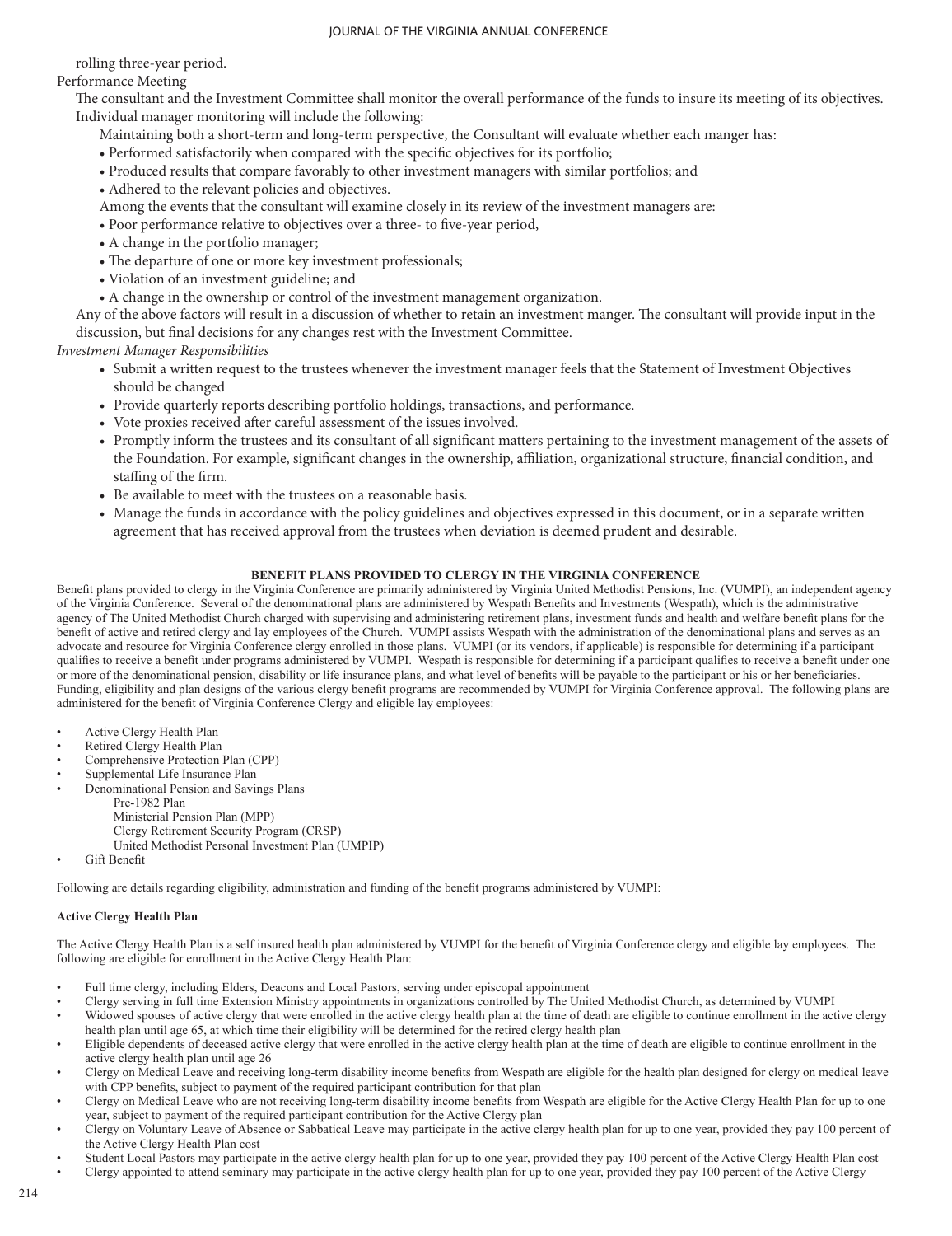rolling three-year period.

Performance Meeting

The consultant and the Investment Committee shall monitor the overall performance of the funds to insure its meeting of its objectives. Individual manager monitoring will include the following:

Maintaining both a short-term and long-term perspective, the Consultant will evaluate whether each manger has:

- Performed satisfactorily when compared with the specific objectives for its portfolio;
- Produced results that compare favorably to other investment managers with similar portfolios; and
- Adhered to the relevant policies and objectives.

Among the events that the consultant will examine closely in its review of the investment managers are:

- Poor performance relative to objectives over a three- to five-year period,
- A change in the portfolio manager;
- The departure of one or more key investment professionals;
- Violation of an investment guideline; and
- A change in the ownership or control of the investment management organization.

Any of the above factors will result in a discussion of whether to retain an investment manger. The consultant will provide input in the discussion, but final decisions for any changes rest with the Investment Committee.

*Investment Manager Responsibilities*

- Submit a written request to the trustees whenever the investment manager feels that the Statement of Investment Objectives should be changed
- Provide quarterly reports describing portfolio holdings, transactions, and performance.
- Vote proxies received after careful assessment of the issues involved.
- Promptly inform the trustees and its consultant of all significant matters pertaining to the investment management of the assets of the Foundation. For example, significant changes in the ownership, affiliation, organizational structure, financial condition, and staffing of the firm.
- Be available to meet with the trustees on a reasonable basis.
- Manage the funds in accordance with the policy guidelines and objectives expressed in this document, or in a separate written agreement that has received approval from the trustees when deviation is deemed prudent and desirable.

## BENEFIT PLANS PROVIDED TO CLERGY IN THE VIRGINIA CONFERENCE

Benefit plans provided to clergy in the Virginia Conference are primarily administered by Virginia United Methodist Pensions, Inc. (VUMPI), an independent agency of the Virginia Conference. Several of the denominational plans are administered by Wespath Benefits and Investments (Wespath), which is the administrative agency of The United Methodist Church charged with supervising and administering retirement plans, investment funds and health and welfare benefit plans for the benefit of active and retired clergy and lay employees of the Church. VUMPI assists Wespath with the administration of the denominational plans and serves as an advocate and resource for Virginia Conference clergy enrolled in those plans. VUMPI (or its vendors, if applicable) is responsible for determining if a participant qualifies to receive a benefit under programs administered by VUMPI. Wespath is responsible for determining if a participant qualifies to receive a benefit under one or more of the denominational pension, disability or life insurance plans, and what level of benefits will be payable to the participant or his or her beneficiaries. Funding, eligibility and plan designs of the various clergy benefit programs are recommended by VUMPI for Virginia Conference approval. The following plans are administered for the benefit of Virginia Conference Clergy and eligible lay employees:

- Active Clergy Health Plan
- Retired Clergy Health Plan
- Comprehensive Protection Plan (CPP)
- Supplemental Life Insurance Plan
- Denominational Pension and Savings Plans
  - Pre-1982 Plan
  - Ministerial Pension Plan (MPP)
  - Clergy Retirement Security Program (CRSP)
  - United Methodist Personal Investment Plan (UMPIP)
- Gift Benefit

Following are details regarding eligibility, administration and funding of the benefit programs administered by VUMPI:

**Active Clergy Health Plan**

The Active Clergy Health Plan is a self insured health plan administered by VUMPI for the benefit of Virginia Conference clergy and eligible lay employees. The following are eligible for enrollment in the Active Clergy Health Plan:

- Full time clergy, including Elders, Deacons and Local Pastors, serving under episcopal appointment
- Clergy serving in full time Extension Ministry appointments in organizations controlled by The United Methodist Church, as determined by VUMPI
- Widowed spouses of active clergy that were enrolled in the active clergy health plan at the time of death are eligible to continue enrollment in the active clergy health plan until age 65, at which time their eligibility will be determined for the retired clergy health plan
- Eligible dependents of deceased active clergy that were enrolled in the active clergy health plan at the time of death are eligible to continue enrollment in the active clergy health plan until age 26
- Clergy on Medical Leave and receiving long-term disability income benefits from Wespath are eligible for the health plan designed for clergy on medical leave with CPP benefits, subject to payment of the required participant contribution for that plan
- Clergy on Medical Leave who are not receiving long-term disability income benefits from Wespath are eligible for the Active Clergy Health Plan for up to one year, subject to payment of the required participant contribution for the Active Clergy plan
- Clergy on Voluntary Leave of Absence or Sabbatical Leave may participate in the active clergy health plan for up to one year, provided they pay 100 percent of the Active Clergy Health Plan cost
- Student Local Pastors may participate in the active clergy health plan for up to one year, provided they pay 100 percent of the Active Clergy Health Plan cost
- Clergy appointed to attend seminary may participate in the active clergy health plan for up to one year, provided they pay 100 percent of the Active Clergy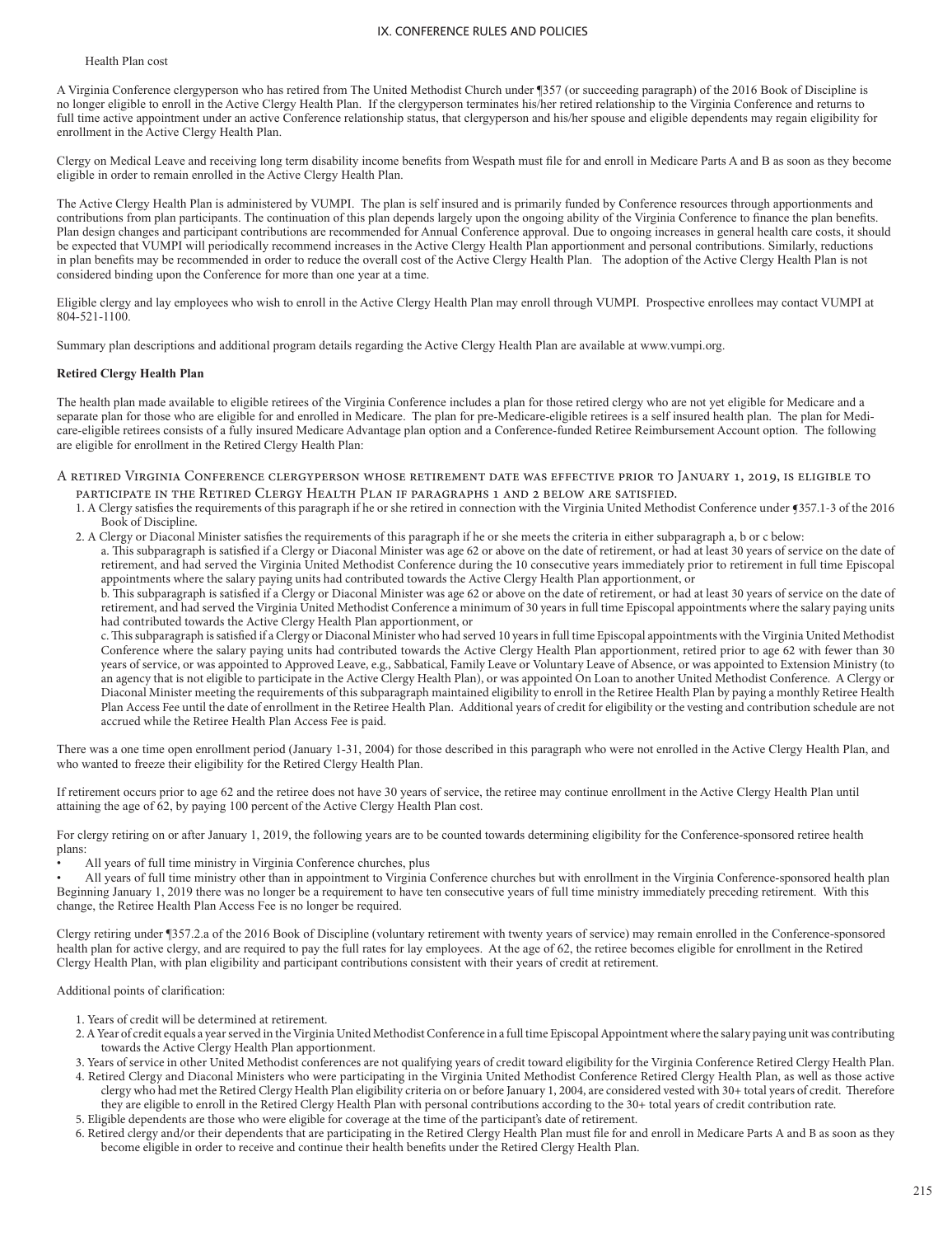Health Plan cost

A Virginia Conference clergyperson who has retired from The United Methodist Church under ¶357 (or succeeding paragraph) of the 2016 Book of Discipline is no longer eligible to enroll in the Active Clergy Health Plan. If the clergyperson terminates his/her retired relationship to the Virginia Conference and returns to full time active appointment under an active Conference relationship status, that clergyperson and his/her spouse and eligible dependents may regain eligibility for enrollment in the Active Clergy Health Plan.

Clergy on Medical Leave and receiving long term disability income benefits from Wespath must file for and enroll in Medicare Parts A and B as soon as they become eligible in order to remain enrolled in the Active Clergy Health Plan.

The Active Clergy Health Plan is administered by VUMPI. The plan is self insured and is primarily funded by Conference resources through apportionments and contributions from plan participants. The continuation of this plan depends largely upon the ongoing ability of the Virginia Conference to finance the plan benefits. Plan design changes and participant contributions are recommended for Annual Conference approval. Due to ongoing increases in general health care costs, it should be expected that VUMPI will periodically recommend increases in the Active Clergy Health Plan apportionment and personal contributions. Similarly, reductions in plan benefits may be recommended in order to reduce the overall cost of the Active Clergy Health Plan. The adoption of the Active Clergy Health Plan is not considered binding upon the Conference for more than one year at a time.

Eligible clergy and lay employees who wish to enroll in the Active Clergy Health Plan may enroll through VUMPI. Prospective enrollees may contact VUMPI at 804-521-1100.

Summary plan descriptions and additional program details regarding the Active Clergy Health Plan are available at www.vumpi.org.

**Retired Clergy Health Plan**

The health plan made available to eligible retirees of the Virginia Conference includes a plan for those retired clergy who are not yet eligible for Medicare and a separate plan for those who are eligible for and enrolled in Medicare. The plan for pre-Medicare-eligible retirees is a self insured health plan. The plan for Medicare-eligible retirees consists of a fully insured Medicare Advantage plan option and a Conference-funded Retiree Reimbursement Account option. The following are eligible for enrollment in the Retired Clergy Health Plan:

A RETIRED VIRGINIA CONFERENCE CLERGYPERSON WHOSE RETIREMENT DATE WAS EFFECTIVE PRIOR TO JANUARY 1, 2019, IS ELIGIBLE TO PARTICIPATE IN THE RETIRED CLERGY HEALTH PLAN IF PARAGRAPHS 1 AND 2 BELOW ARE SATISFIED.

1. A Clergy satisfies the requirements of this paragraph if he or she retired in connection with the Virginia United Methodist Conference under ¶357.1-3 of the 2016 Book of Discipline.
2. A Clergy or Diaconal Minister satisfies the requirements of this paragraph if he or she meets the criteria in either subparagraph a, b or c below:

   a. This subparagraph is satisfied if a Clergy or Diaconal Minister was age 62 or above on the date of retirement, or had at least 30 years of service on the date of retirement, and had served the Virginia United Methodist Conference during the 10 consecutive years immediately prior to retirement in full time Episcopal appointments where the salary paying units had contributed towards the Active Clergy Health Plan apportionment, or

   b. This subparagraph is satisfied if a Clergy or Diaconal Minister was age 62 or above on the date of retirement, or had at least 30 years of service on the date of retirement, and had served the Virginia United Methodist Conference a minimum of 30 years in full time Episcopal appointments where the salary paying units had contributed towards the Active Clergy Health Plan apportionment, or

   c. This subparagraph is satisfied if a Clergy or Diaconal Minister who had served 10 years in full time Episcopal appointments with the Virginia United Methodist Conference where the salary paying units had contributed towards the Active Clergy Health Plan apportionment, retired prior to age 62 with fewer than 30 years of service, or was appointed to Approved Leave, e.g., Sabbatical, Family Leave or Voluntary Leave of Absence, or was appointed to Extension Ministry (to an agency that is not eligible to participate in the Active Clergy Health Plan), or was appointed On Loan to another United Methodist Conference. A Clergy or Diaconal Minister meeting the requirements of this subparagraph maintained eligibility to enroll in the Retiree Health Plan by paying a monthly Retiree Health Plan Access Fee until the date of enrollment in the Retiree Health Plan. Additional years of credit for eligibility or the vesting and contribution schedule are not accrued while the Retiree Health Plan Access Fee is paid.

There was a one time open enrollment period (January 1-31, 2004) for those described in this paragraph who were not enrolled in the Active Clergy Health Plan, and who wanted to freeze their eligibility for the Retired Clergy Health Plan.

If retirement occurs prior to age 62 and the retiree does not have 30 years of service, the retiree may continue enrollment in the Active Clergy Health Plan until attaining the age of 62, by paying 100 percent of the Active Clergy Health Plan cost.

For clergy retiring on or after January 1, 2019, the following years are to be counted towards determining eligibility for the Conference-sponsored retiree health plans:

- All years of full time ministry in Virginia Conference churches, plus
- All years of full time ministry other than in appointment to Virginia Conference churches but with enrollment in the Virginia Conference-sponsored health plan

Beginning January 1, 2019 there was no longer be a requirement to have ten consecutive years of full time ministry immediately preceding retirement. With this change, the Retiree Health Plan Access Fee is no longer be required.

Clergy retiring under ¶357.2.a of the 2016 Book of Discipline (voluntary retirement with twenty years of service) may remain enrolled in the Conference-sponsored health plan for active clergy, and are required to pay the full rates for lay employees. At the age of 62, the retiree becomes eligible for enrollment in the Retired Clergy Health Plan, with plan eligibility and participant contributions consistent with their years of credit at retirement.

Additional points of clarification:

1. Years of credit will be determined at retirement.
2. A Year of credit equals a year served in the Virginia United Methodist Conference in a full time Episcopal Appointment where the salary paying unit was contributing towards the Active Clergy Health Plan apportionment.
3. Years of service in other United Methodist conferences are not qualifying years of credit toward eligibility for the Virginia Conference Retired Clergy Health Plan.
4. Retired Clergy and Diaconal Ministers who were participating in the Virginia United Methodist Conference Retired Clergy Health Plan, as well as those active clergy who had met the Retired Clergy Health Plan eligibility criteria on or before January 1, 2004, are considered vested with 30+ total years of credit. Therefore they are eligible to enroll in the Retired Clergy Health Plan with personal contributions according to the 30+ total years of credit contribution rate.
5. Eligible dependents are those who were eligible for coverage at the time of the participant's date of retirement.
6. Retired clergy and/or their dependents that are participating in the Retired Clergy Health Plan must file for and enroll in Medicare Parts A and B as soon as they become eligible in order to receive and continue their health benefits under the Retired Clergy Health Plan.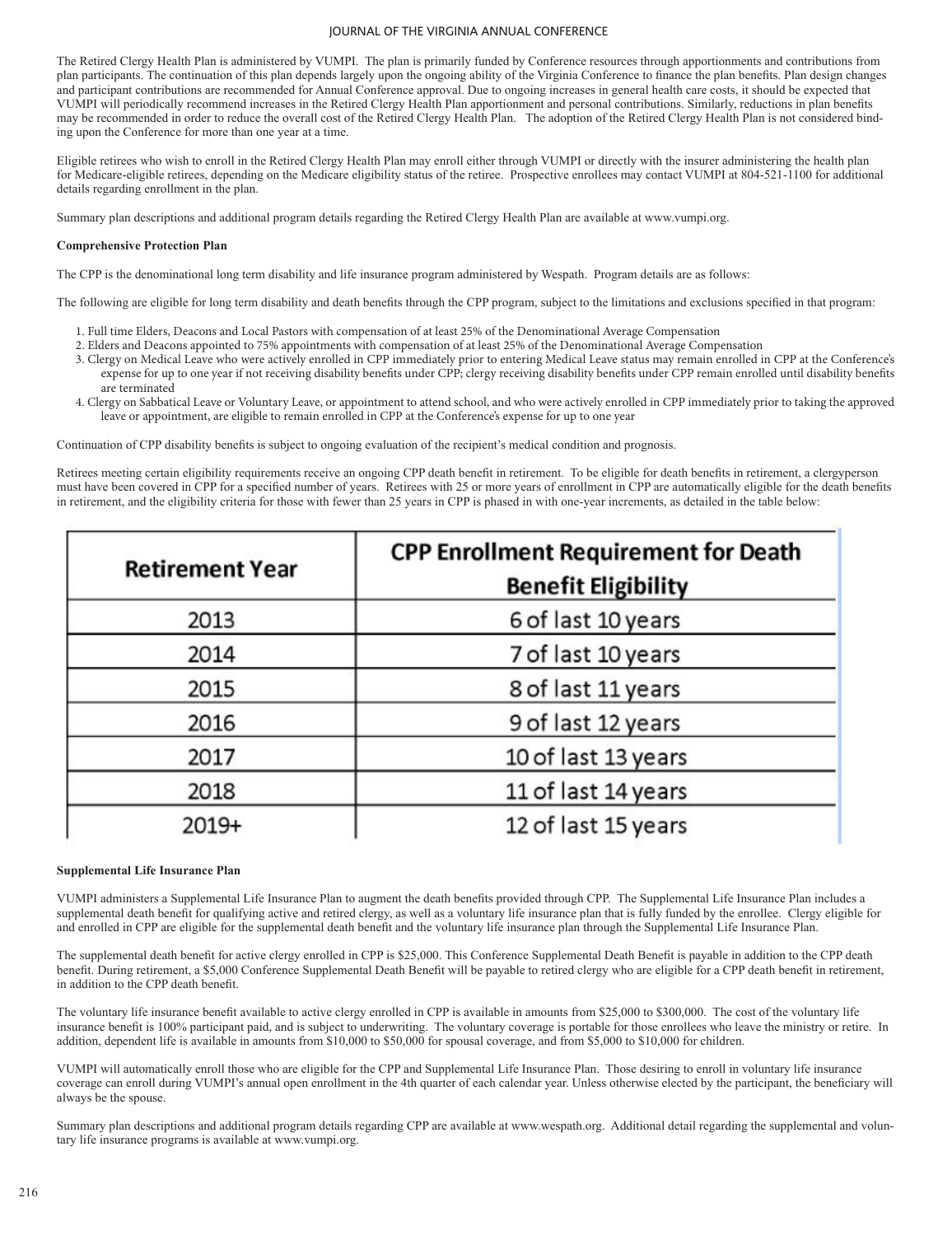The Retired Clergy Health Plan is administered by VUMPI. The plan is primarily funded by Conference resources through apportionments and contributions from plan participants. The continuation of this plan depends largely upon the ongoing ability of the Virginia Conference to finance the plan benefits. Plan design changes and participant contributions are recommended for Annual Conference approval. Due to ongoing increases in general health care costs, it should be expected that VUMPI will periodically recommend increases in the Retired Clergy Health Plan apportionment and personal contributions. Similarly, reductions in plan benefits may be recommended in order to reduce the overall cost of the Retired Clergy Health Plan. The adoption of the Retired Clergy Health Plan is not considered binding upon the Conference for more than one year at a time.

Eligible retirees who wish to enroll in the Retired Clergy Health Plan may enroll either through VUMPI or directly with the insurer administering the health plan for Medicare-eligible retirees, depending on the Medicare eligibility status of the retiree. Prospective enrollees may contact VUMPI at 804-521-1100 for additional details regarding enrollment in the plan.

Summary plan descriptions and additional program details regarding the Retired Clergy Health Plan are available at www.vumpi.org.

**Comprehensive Protection Plan**

The CPP is the denominational long term disability and life insurance program administered by Wespath. Program details are as follows:

The following are eligible for long term disability and death benefits through the CPP program, subject to the limitations and exclusions specified in that program:

1. Full time Elders, Deacons and Local Pastors with compensation of at least 25% of the Denominational Average Compensation
2. Elders and Deacons appointed to 75% appointments with compensation of at least 25% of the Denominational Average Compensation
3. Clergy on Medical Leave who were actively enrolled in CPP immediately prior to entering Medical Leave status may remain enrolled in CPP at the Conference's expense for up to one year if not receiving disability benefits under CPP; clergy receiving disability benefits under CPP remain enrolled until disability benefits are terminated
4. Clergy on Sabbatical Leave or Voluntary Leave, or appointment to attend school, and who were actively enrolled in CPP immediately prior to taking the approved leave or appointment, are eligible to remain enrolled in CPP at the Conference's expense for up to one year

Continuation of CPP disability benefits is subject to ongoing evaluation of the recipient's medical condition and prognosis.

Retirees meeting certain eligibility requirements receive an ongoing CPP death benefit in retirement. To be eligible for death benefits in retirement, a clergyperson must have been covered in CPP for a specified number of years. Retirees with 25 or more years of enrollment in CPP are automatically eligible for the death benefits in retirement, and the eligibility criteria for those with fewer than 25 years in CPP is phased in with one-year increments, as detailed in the table below:

| Retirement Year | CPP Enrollment Requirement for Death Benefit Eligibility |
|---|---|
| 2013 | 6 of last 10 years |
| 2014 | 7 of last 10 years |
| 2015 | 8 of last 11 years |
| 2016 | 9 of last 12 years |
| 2017 | 10 of last 13 years |
| 2018 | 11 of last 14 years |
| 2019+ | 12 of last 15 years |

**Supplemental Life Insurance Plan**

VUMPI administers a Supplemental Life Insurance Plan to augment the death benefits provided through CPP. The Supplemental Life Insurance Plan includes a supplemental death benefit for qualifying active and retired clergy, as well as a voluntary life insurance plan that is fully funded by the enrollee. Clergy eligible for and enrolled in CPP are eligible for the supplemental death benefit and the voluntary life insurance plan through the Supplemental Life Insurance Plan.

The supplemental death benefit for active clergy enrolled in CPP is $25,000. This Conference Supplemental Death Benefit is payable in addition to the CPP death benefit. During retirement, a $5,000 Conference Supplemental Death Benefit will be payable to retired clergy who are eligible for a CPP death benefit in retirement, in addition to the CPP death benefit.

The voluntary life insurance benefit available to active clergy enrolled in CPP is available in amounts from $25,000 to $300,000. The cost of the voluntary life insurance benefit is 100% participant paid, and is subject to underwriting. The voluntary coverage is portable for those enrollees who leave the ministry or retire. In addition, dependent life is available in amounts from $10,000 to $50,000 for spousal coverage, and from $5,000 to $10,000 for children.

VUMPI will automatically enroll those who are eligible for the CPP and Supplemental Life Insurance Plan. Those desiring to enroll in voluntary life insurance coverage can enroll during VUMPI's annual open enrollment in the 4th quarter of each calendar year. Unless otherwise elected by the participant, the beneficiary will always be the spouse.

Summary plan descriptions and additional program details regarding CPP are available at www.wespath.org. Additional detail regarding the supplemental and voluntary life insurance programs is available at www.vumpi.org.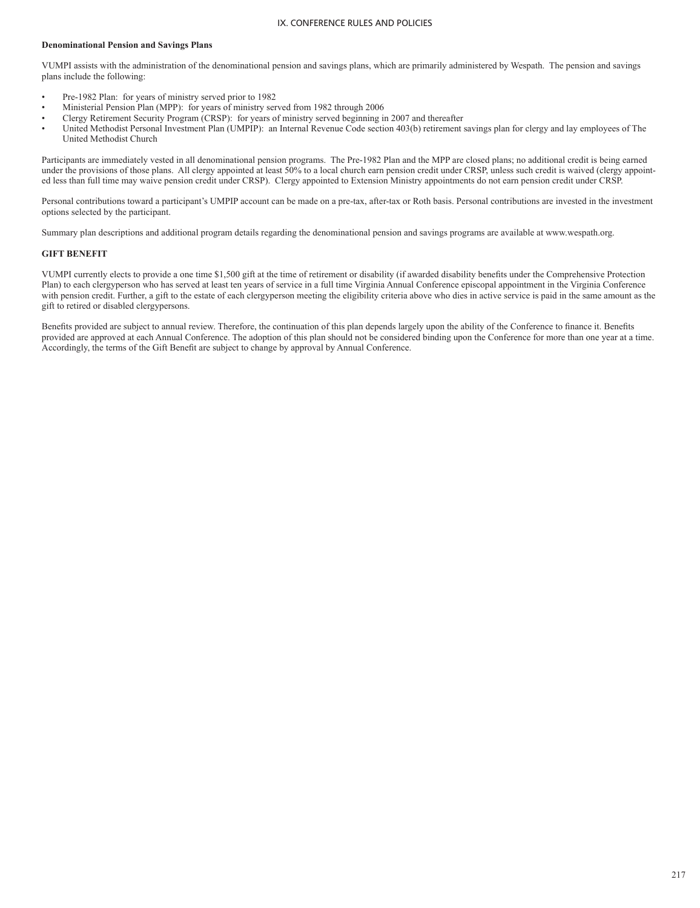**Denominational Pension and Savings Plans**

VUMPI assists with the administration of the denominational pension and savings plans, which are primarily administered by Wespath. The pension and savings plans include the following:

- Pre-1982 Plan: for years of ministry served prior to 1982
- Ministerial Pension Plan (MPP): for years of ministry served from 1982 through 2006
- Clergy Retirement Security Program (CRSP): for years of ministry served beginning in 2007 and thereafter
- United Methodist Personal Investment Plan (UMPIP): an Internal Revenue Code section 403(b) retirement savings plan for clergy and lay employees of The United Methodist Church

Participants are immediately vested in all denominational pension programs. The Pre-1982 Plan and the MPP are closed plans; no additional credit is being earned under the provisions of those plans. All clergy appointed at least 50% to a local church earn pension credit under CRSP, unless such credit is waived (clergy appointed less than full time may waive pension credit under CRSP). Clergy appointed to Extension Ministry appointments do not earn pension credit under CRSP.

Personal contributions toward a participant's UMPIP account can be made on a pre-tax, after-tax or Roth basis. Personal contributions are invested in the investment options selected by the participant.

Summary plan descriptions and additional program details regarding the denominational pension and savings programs are available at www.wespath.org.

**GIFT BENEFIT**

VUMPI currently elects to provide a one time $1,500 gift at the time of retirement or disability (if awarded disability benefits under the Comprehensive Protection Plan) to each clergyperson who has served at least ten years of service in a full time Virginia Annual Conference episcopal appointment in the Virginia Conference with pension credit. Further, a gift to the estate of each clergyperson meeting the eligibility criteria above who dies in active service is paid in the same amount as the gift to retired or disabled clergypersons.

Benefits provided are subject to annual review. Therefore, the continuation of this plan depends largely upon the ability of the Conference to finance it. Benefits provided are approved at each Annual Conference. The adoption of this plan should not be considered binding upon the Conference for more than one year at a time. Accordingly, the terms of the Gift Benefit are subject to change by approval by Annual Conference.